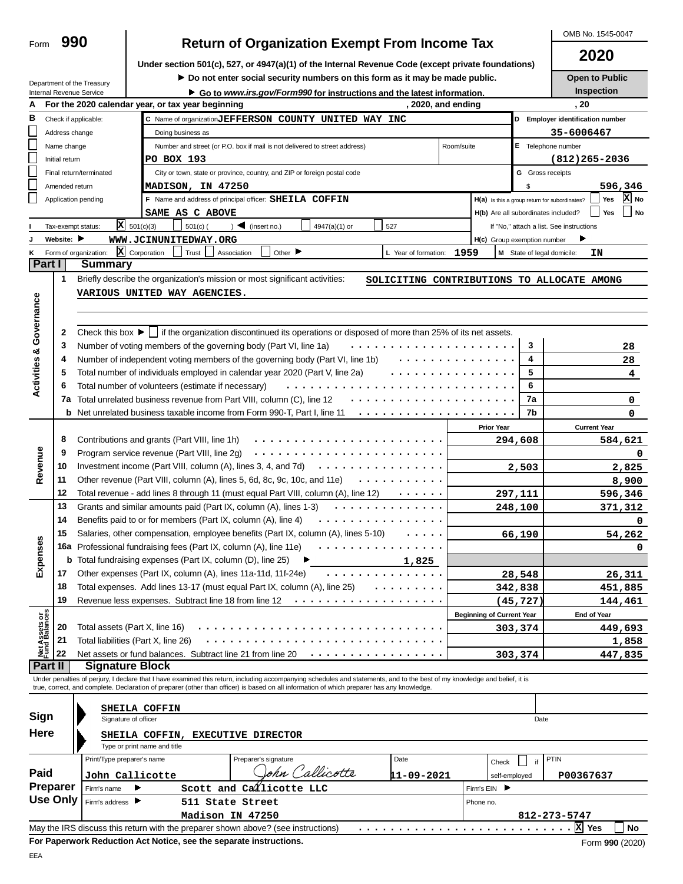Form **990**

# Return of Organization Exempt From Income Tax

OMB No. 1545-0047

**2020**

**Open to Public Inspection**

**Under section 501(c), 527, or 4947(a)(1) of the Internal Revenue Code (except private foundations)**

▶ **Do not enter social security numbers on this form as it may be made public.**

▶ **Go to *www.irs.gov/Form990* for instructions and the latest information.**

Department of the Treasury
Internal Revenue Service

**A** For the 2020 calendar year, or tax year beginning , 2020, and ending , 20

**B** Check if applicable:
- ☐ Address change
- ☐ Name change
- ☐ Initial return
- ☐ Final return/terminated
- ☐ Amended return
- ☐ Application pending

**C** Name of organization JEFFERSON COUNTY UNITED WAY INC

Doing business as

Number and street (or P.O. box if mail is not delivered to street address) Room/suite
PO BOX 193

City or town, state or province, country, and ZIP or foreign postal code
MADISON, IN 47250

**D** Employer identification number: 35-6006467

**E** Telephone number: (812)265-2036

**G** Gross receipts $ 596,346

**F** Name and address of principal officer: SHEILA COFFIN
SAME AS C ABOVE

**H(a)** Is this a group return for subordinates? ☐ Yes ☒ No
**H(b)** Are all subordinates included? ☐ Yes ☐ No
If "No," attach a list. See instructions
**H(c)** Group exemption number ▶

**I** Tax-exempt status: ☒ 501(c)(3) ☐ 501(c) ( ) ◀ (insert no.) ☐ 4947(a)(1) or ☐ 527

**J** Website: ▶ WWW.JCINUNITEDWAY.ORG

**K** Form of organization: ☒ Corporation ☐ Trust ☐ Association ☐ Other ▶ **L** Year of formation: 1959 **M** State of legal domicile: IN

## Part I Summary

**Activities & Governance**

1 Briefly describe the organization's mission or most significant activities: SOLICITING CONTRIBUTIONS TO ALLOCATE AMONG VARIOUS UNITED WAY AGENCIES.

2 Check this box ▶ ☐ if the organization discontinued its operations or disposed of more than 25% of its net assets.

| | | | |
|---|---|---|---|
| 3 | Number of voting members of the governing body (Part VI, line 1a) | 3 | 28 |
| 4 | Number of independent voting members of the governing body (Part VI, line 1b) | 4 | 28 |
| 5 | Total number of individuals employed in calendar year 2020 (Part V, line 2a) | 5 | 4 |
| 6 | Total number of volunteers (estimate if necessary) | 6 | |
| 7a | Total unrelated business revenue from Part VIII, column (C), line 12 | 7a | 0 |
| b | Net unrelated business taxable income from Form 990-T, Part I, line 11 | 7b | 0 |

| | | | Prior Year | Current Year |
|---|---|---|---|---|
| **Revenue** | 8 | Contributions and grants (Part VIII, line 1h) | 294,608 | 584,621 |
| | 9 | Program service revenue (Part VIII, line 2g) | | 0 |
| | 10 | Investment income (Part VIII, column (A), lines 3, 4, and 7d) | 2,503 | 2,825 |
| | 11 | Other revenue (Part VIII, column (A), lines 5, 6d, 8c, 9c, 10c, and 11e) | | 8,900 |
| | 12 | Total revenue - add lines 8 through 11 (must equal Part VIII, column (A), line 12) | 297,111 | 596,346 |
| **Expenses** | 13 | Grants and similar amounts paid (Part IX, column (A), lines 1-3) | 248,100 | 371,312 |
| | 14 | Benefits paid to or for members (Part IX, column (A), line 4) | | 0 |
| | 15 | Salaries, other compensation, employee benefits (Part IX, column (A), lines 5-10) | 66,190 | 54,262 |
| | 16a | Professional fundraising fees (Part IX, column (A), line 11e) | | 0 |
| | b | Total fundraising expenses (Part IX, column (D), line 25) ▶ 1,825 | | |
| | 17 | Other expenses (Part IX, column (A), lines 11a-11d, 11f-24e) | 28,548 | 26,311 |
| | 18 | Total expenses. Add lines 13-17 (must equal Part IX, column (A), line 25) | 342,838 | 451,885 |
| | 19 | Revenue less expenses. Subtract line 18 from line 12 | (45,727) | 144,461 |

| | | | Beginning of Current Year | End of Year |
|---|---|---|---|---|
| **Net Assets or Fund Balances** | 20 | Total assets (Part X, line 16) | 303,374 | 449,693 |
| | 21 | Total liabilities (Part X, line 26) | | 1,858 |
| | 22 | Net assets or fund balances. Subtract line 21 from line 20 | 303,374 | 447,835 |

## Part II Signature Block

Under penalties of perjury, I declare that I have examined this return, including accompanying schedules and statements, and to the best of my knowledge and belief, it is true, correct, and complete. Declaration of preparer (other than officer) is based on all information of which preparer has any knowledge.

**Sign Here**

SHEILA COFFIN
Signature of officer Date

SHEILA COFFIN, EXECUTIVE DIRECTOR
Type or print name and title

**Paid Preparer Use Only**

| Print/Type preparer's name | Preparer's signature | Date | Check ☐ if self-employed | PTIN |
|---|---|---|---|---|
| John Callicotte | John Callicotte | 11-09-2021 | | P00367637 |

Firm's name ▶ Scott and Callicotte LLC Firm's EIN ▶

Firm's address ▶ 511 State Street, Madison IN 47250 Phone no. 812-273-5747

May the IRS discuss this return with the preparer shown above? (see instructions) ☒ Yes ☐ No

**For Paperwork Reduction Act Notice, see the separate instructions.** Form **990** (2020)

EEA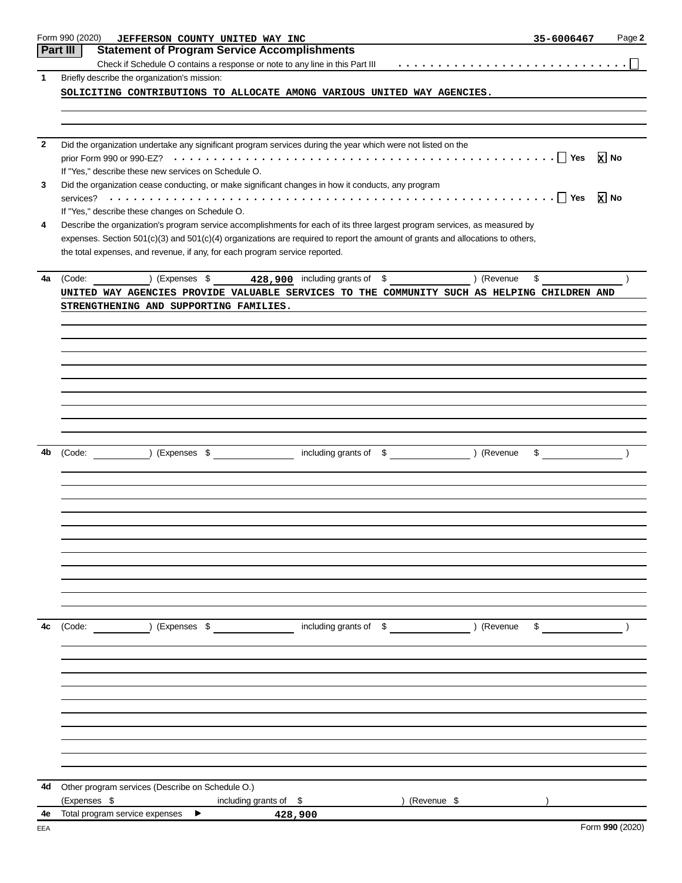Form 990 (2020) JEFFERSON COUNTY UNITED WAY INC 35-6006467 Page **2**

## Part III Statement of Program Service Accomplishments

Check if Schedule O contains a response or note to any line in this Part III . . . . . . . . . . . . . . . . . . . . . . . . . . . . . ☐

**1** Briefly describe the organization's mission:

SOLICITING CONTRIBUTIONS TO ALLOCATE AMONG VARIOUS UNITED WAY AGENCIES.

**2** Did the organization undertake any significant program services during the year which were not listed on the prior Form 990 or 990-EZ? . . . . . . . . . . . . . . . . . . . . . . . . . . . . . . . . . . . . . ☐ Yes ☒ No

If "Yes," describe these new services on Schedule O.

**3** Did the organization cease conducting, or make significant changes in how it conducts, any program services? . . . . . . . . . . . . . . . . . . . . . . . . . . . . . . . . . . . . . . . . . . . . . . ☐ Yes ☒ No

If "Yes," describe these changes on Schedule O.

**4** Describe the organization's program service accomplishments for each of its three largest program services, as measured by expenses. Section 501(c)(3) and 501(c)(4) organizations are required to report the amount of grants and allocations to others, the total expenses, and revenue, if any, for each program service reported.

**4a** (Code: ) (Expenses $ 428,900 including grants of $ ) (Revenue $ )

UNITED WAY AGENCIES PROVIDE VALUABLE SERVICES TO THE COMMUNITY SUCH AS HELPING CHILDREN AND STRENGTHENING AND SUPPORTING FAMILIES.

**4b** (Code: ) (Expenses $ including grants of $ ) (Revenue $ )

**4c** (Code: ) (Expenses $ including grants of $ ) (Revenue $ )

**4d** Other program services (Describe on Schedule O.)

(Expenses $ including grants of $ ) (Revenue $ )

**4e** Total program service expenses ▶ 428,900

Form **990** (2020)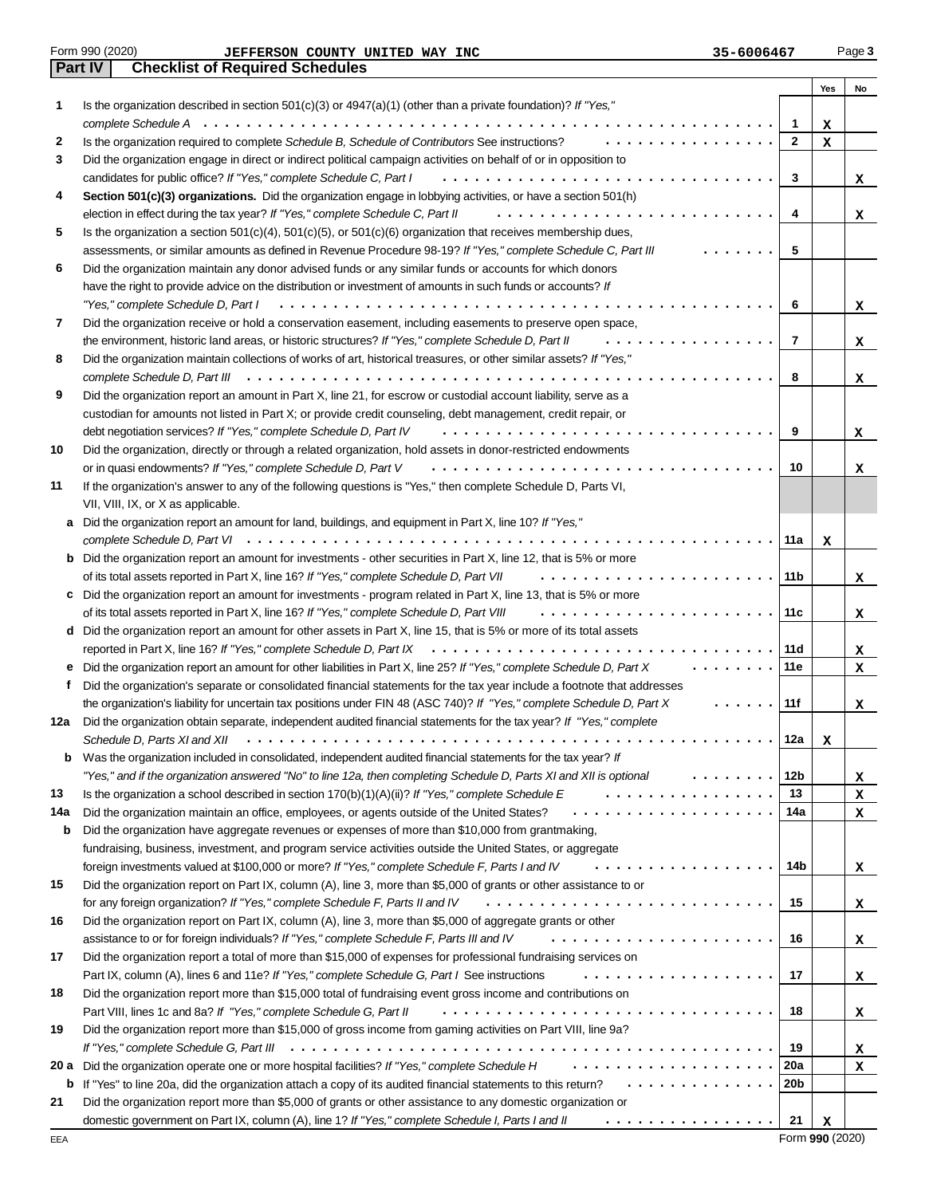Form 990 (2020) JEFFERSON COUNTY UNITED WAY INC 35-6006467 Page **3**

## Part IV Checklist of Required Schedules

| | | | Yes | No |
|---|---|---|---|---|
| **1** | Is the organization described in section 501(c)(3) or 4947(a)(1) (other than a private foundation)? *If "Yes," complete Schedule A* | 1 | X | |
| **2** | Is the organization required to complete *Schedule B, Schedule of Contributors* See instructions? | 2 | X | |
| **3** | Did the organization engage in direct or indirect political campaign activities on behalf of or in opposition to candidates for public office? *If "Yes," complete Schedule C, Part I* | 3 | | X |
| **4** | **Section 501(c)(3) organizations.** Did the organization engage in lobbying activities, or have a section 501(h) election in effect during the tax year? *If "Yes," complete Schedule C, Part II* | 4 | | X |
| **5** | Is the organization a section 501(c)(4), 501(c)(5), or 501(c)(6) organization that receives membership dues, assessments, or similar amounts as defined in Revenue Procedure 98-19? *If "Yes," complete Schedule C, Part III* | 5 | | |
| **6** | Did the organization maintain any donor advised funds or any similar funds or accounts for which donors have the right to provide advice on the distribution or investment of amounts in such funds or accounts? *If "Yes," complete Schedule D, Part I* | 6 | | X |
| **7** | Did the organization receive or hold a conservation easement, including easements to preserve open space, the environment, historic land areas, or historic structures? *If "Yes," complete Schedule D, Part II* | 7 | | X |
| **8** | Did the organization maintain collections of works of art, historical treasures, or other similar assets? *If "Yes," complete Schedule D, Part III* | 8 | | X |
| **9** | Did the organization report an amount in Part X, line 21, for escrow or custodial account liability, serve as a custodian for amounts not listed in Part X; or provide credit counseling, debt management, credit repair, or debt negotiation services? *If "Yes," complete Schedule D, Part IV* | 9 | | X |
| **10** | Did the organization, directly or through a related organization, hold assets in donor-restricted endowments or in quasi endowments? *If "Yes," complete Schedule D, Part V* | 10 | | X |
| **11** | If the organization's answer to any of the following questions is "Yes," then complete Schedule D, Parts VI, VII, VIII, IX, or X as applicable. | | | |
| **a** | Did the organization report an amount for land, buildings, and equipment in Part X, line 10? *If "Yes," complete Schedule D, Part VI* | 11a | X | |
| **b** | Did the organization report an amount for investments - other securities in Part X, line 12, that is 5% or more of its total assets reported in Part X, line 16? *If "Yes," complete Schedule D, Part VII* | 11b | | X |
| **c** | Did the organization report an amount for investments - program related in Part X, line 13, that is 5% or more of its total assets reported in Part X, line 16? *If "Yes," complete Schedule D, Part VIII* | 11c | | X |
| **d** | Did the organization report an amount for other assets in Part X, line 15, that is 5% or more of its total assets reported in Part X, line 16? *If "Yes," complete Schedule D, Part IX* | 11d | | X |
| **e** | Did the organization report an amount for other liabilities in Part X, line 25? *If "Yes," complete Schedule D, Part X* | 11e | | X |
| **f** | Did the organization's separate or consolidated financial statements for the tax year include a footnote that addresses the organization's liability for uncertain tax positions under FIN 48 (ASC 740)? *If "Yes," complete Schedule D, Part X* | 11f | | X |
| **12a** | Did the organization obtain separate, independent audited financial statements for the tax year? *If "Yes," complete Schedule D, Parts XI and XII* | 12a | X | |
| **b** | Was the organization included in consolidated, independent audited financial statements for the tax year? *If "Yes," and if the organization answered "No" to line 12a, then completing Schedule D, Parts XI and XII is optional* | 12b | | X |
| **13** | Is the organization a school described in section 170(b)(1)(A)(ii)? *If "Yes," complete Schedule E* | 13 | | X |
| **14a** | Did the organization maintain an office, employees, or agents outside of the United States? | 14a | | X |
| **b** | Did the organization have aggregate revenues or expenses of more than $10,000 from grantmaking, fundraising, business, investment, and program service activities outside the United States, or aggregate foreign investments valued at $100,000 or more? *If "Yes," complete Schedule F, Parts I and IV* | 14b | | X |
| **15** | Did the organization report on Part IX, column (A), line 3, more than $5,000 of grants or other assistance to or for any foreign organization? *If "Yes," complete Schedule F, Parts II and IV* | 15 | | X |
| **16** | Did the organization report on Part IX, column (A), line 3, more than $5,000 of aggregate grants or other assistance to or for foreign individuals? *If "Yes," complete Schedule F, Parts III and IV* | 16 | | X |
| **17** | Did the organization report a total of more than $15,000 of expenses for professional fundraising services on Part IX, column (A), lines 6 and 11e? *If "Yes," complete Schedule G, Part I* See instructions | 17 | | X |
| **18** | Did the organization report more than $15,000 total of fundraising event gross income and contributions on Part VIII, lines 1c and 8a? *If "Yes," complete Schedule G, Part II* | 18 | | X |
| **19** | Did the organization report more than $15,000 of gross income from gaming activities on Part VIII, line 9a? *If "Yes," complete Schedule G, Part III* | 19 | | X |
| **20 a** | Did the organization operate one or more hospital facilities? *If "Yes," complete Schedule H* | 20a | | X |
| **b** | If "Yes" to line 20a, did the organization attach a copy of its audited financial statements to this return? | 20b | | |
| **21** | Did the organization report more than $5,000 of grants or other assistance to any domestic organization or domestic government on Part IX, column (A), line 1? *If "Yes," complete Schedule I, Parts I and II* | 21 | X | |

EEA Form **990** (2020)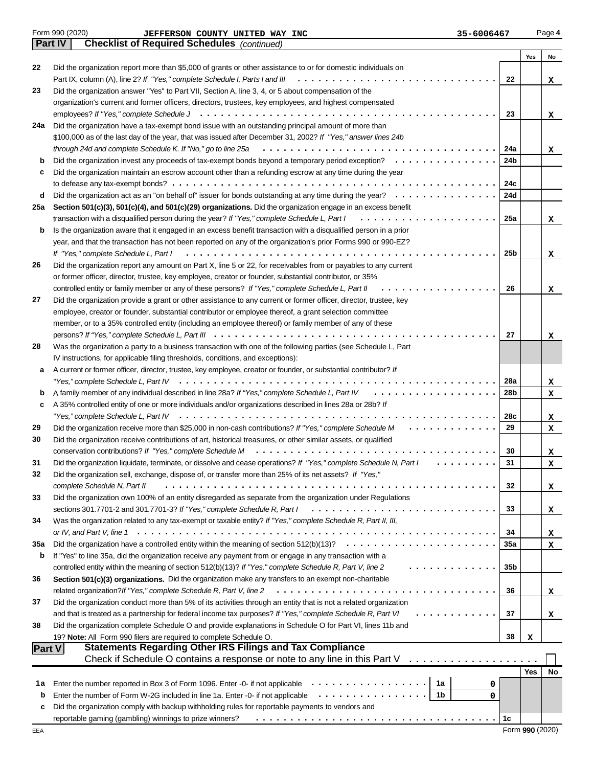Form 990 (2020) JEFFERSON COUNTY UNITED WAY INC 35-6006467 Page 4

## Part IV Checklist of Required Schedules *(continued)*

| | | | Yes | No |
|---|---|---|---|---|
| 22 | Did the organization report more than $5,000 of grants or other assistance to or for domestic individuals on Part IX, column (A), line 2? *If "Yes," complete Schedule I, Parts I and III* | 22 | | X |
| 23 | Did the organization answer "Yes" to Part VII, Section A, line 3, 4, or 5 about compensation of the organization's current and former officers, directors, trustees, key employees, and highest compensated employees? *If "Yes," complete Schedule J* | 23 | | X |
| 24a | Did the organization have a tax-exempt bond issue with an outstanding principal amount of more than $100,000 as of the last day of the year, that was issued after December 31, 2002? *If "Yes," answer lines 24b through 24d and complete Schedule K. If "No," go to line 25a* | 24a | | X |
| b | Did the organization invest any proceeds of tax-exempt bonds beyond a temporary period exception? | 24b | | |
| c | Did the organization maintain an escrow account other than a refunding escrow at any time during the year to defease any tax-exempt bonds? | 24c | | |
| d | Did the organization act as an "on behalf of" issuer for bonds outstanding at any time during the year? | 24d | | |
| 25a | **Section 501(c)(3), 501(c)(4), and 501(c)(29) organizations.** Did the organization engage in an excess benefit transaction with a disqualified person during the year? *If "Yes," complete Schedule L, Part I* | 25a | | X |
| b | Is the organization aware that it engaged in an excess benefit transaction with a disqualified person in a prior year, and that the transaction has not been reported on any of the organization's prior Forms 990 or 990-EZ? *If "Yes," complete Schedule L, Part I* | 25b | | X |
| 26 | Did the organization report any amount on Part X, line 5 or 22, for receivables from or payables to any current or former officer, director, trustee, key employee, creator or founder, substantial contributor, or 35% controlled entity or family member of any of these persons? *If "Yes," complete Schedule L, Part II* | 26 | | X |
| 27 | Did the organization provide a grant or other assistance to any current or former officer, director, trustee, key employee, creator or founder, substantial contributor or employee thereof, a grant selection committee member, or to a 35% controlled entity (including an employee thereof) or family member of any of these persons? *If "Yes," complete Schedule L, Part III* | 27 | | X |
| 28 | Was the organization a party to a business transaction with one of the following parties (see Schedule L, Part IV instructions, for applicable filing thresholds, conditions, and exceptions): | | | |
| a | A current or former officer, director, trustee, key employee, creator or founder, or substantial contributor? *If "Yes," complete Schedule L, Part IV* | 28a | | X |
| b | A family member of any individual described in line 28a? *If "Yes," complete Schedule L, Part IV* | 28b | | X |
| c | A 35% controlled entity of one or more individuals and/or organizations described in lines 28a or 28b? *If "Yes," complete Schedule L, Part IV* | 28c | | X |
| 29 | Did the organization receive more than $25,000 in non-cash contributions? *If "Yes," complete Schedule M* | 29 | | X |
| 30 | Did the organization receive contributions of art, historical treasures, or other similar assets, or qualified conservation contributions? *If "Yes," complete Schedule M* | 30 | | X |
| 31 | Did the organization liquidate, terminate, or dissolve and cease operations? *If "Yes," complete Schedule N, Part I* | 31 | | X |
| 32 | Did the organization sell, exchange, dispose of, or transfer more than 25% of its net assets? *If "Yes," complete Schedule N, Part II* | 32 | | X |
| 33 | Did the organization own 100% of an entity disregarded as separate from the organization under Regulations sections 301.7701-2 and 301.7701-3? *If "Yes," complete Schedule R, Part I* | 33 | | X |
| 34 | Was the organization related to any tax-exempt or taxable entity? *If "Yes," complete Schedule R, Part II, III, or IV, and Part V, line 1* | 34 | | X |
| 35a | Did the organization have a controlled entity within the meaning of section 512(b)(13)? | 35a | | X |
| b | If "Yes" to line 35a, did the organization receive any payment from or engage in any transaction with a controlled entity within the meaning of section 512(b)(13)? *If "Yes," complete Schedule R, Part V, line 2* | 35b | | |
| 36 | **Section 501(c)(3) organizations.** Did the organization make any transfers to an exempt non-charitable related organization? *If "Yes," complete Schedule R, Part V, line 2* | 36 | | X |
| 37 | Did the organization conduct more than 5% of its activities through an entity that is not a related organization and that is treated as a partnership for federal income tax purposes? *If "Yes," complete Schedule R, Part VI* | 37 | | X |
| 38 | Did the organization complete Schedule O and provide explanations in Schedule O for Part VI, lines 11b and 19? **Note:** All Form 990 filers are required to complete Schedule O. | 38 | X | |

## Part V Statements Regarding Other IRS Filings and Tax Compliance

Check if Schedule O contains a response or note to any line in this Part V ☐

| | | | | | Yes | No |
|---|---|---|---|---|---|---|
| 1a | Enter the number reported in Box 3 of Form 1096. Enter -0- if not applicable | 1a | 0 | | | |
| b | Enter the number of Form W-2G included in line 1a. Enter -0- if not applicable | 1b | 0 | | | |
| c | Did the organization comply with backup withholding rules for reportable payments to vendors and reportable gaming (gambling) winnings to prize winners? | | | 1c | | |

EEA Form **990** (2020)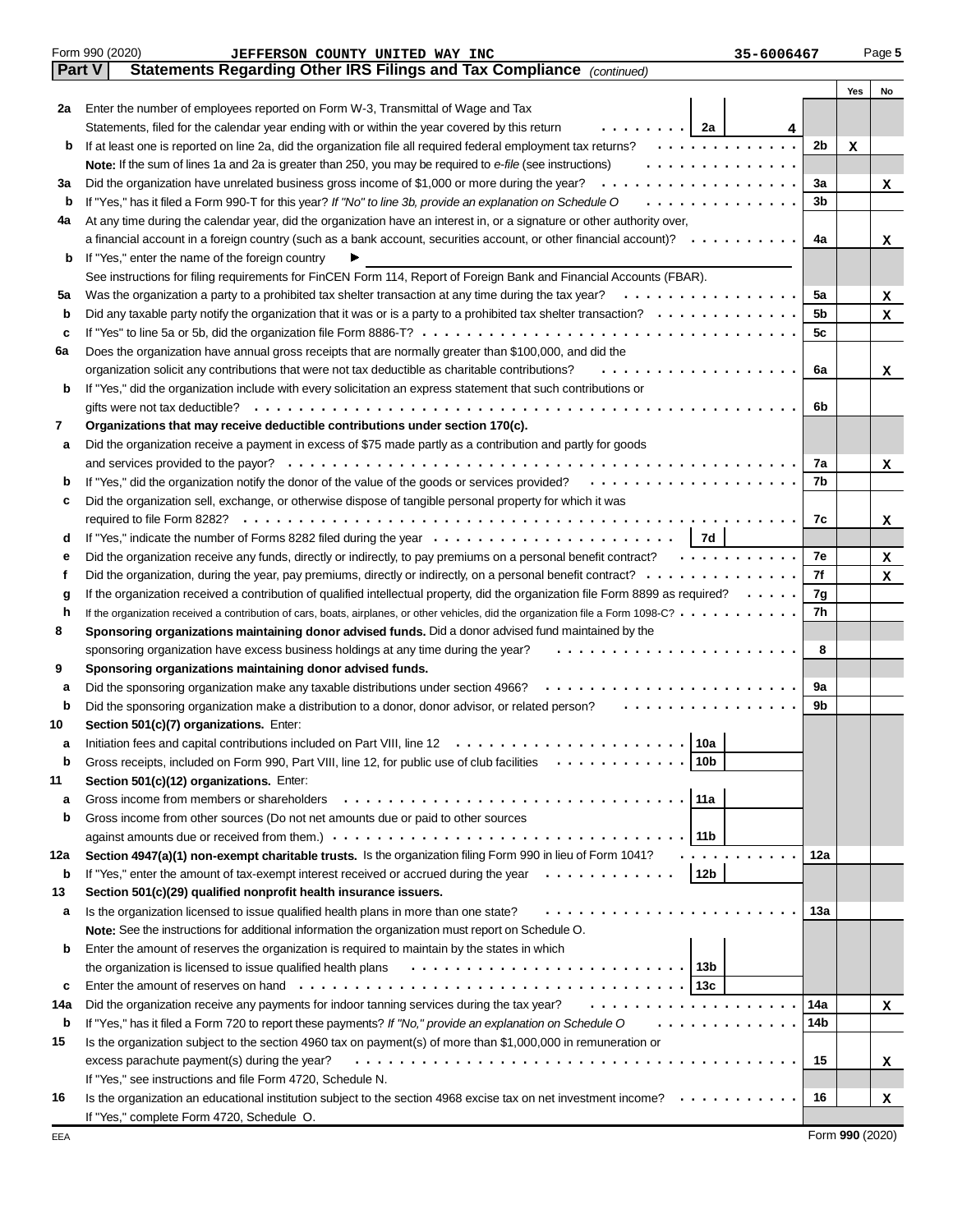Form 990 (2020) JEFFERSON COUNTY UNITED WAY INC 35-6006467 Page 5

## Part V Statements Regarding Other IRS Filings and Tax Compliance *(continued)*

| | | | | Yes | No |
|---|---|---|---|---|---|
| 2a | Enter the number of employees reported on Form W-3, Transmittal of Wage and Tax Statements, filed for the calendar year ending with or within the year covered by this return | 2a 4 | | | |
| b | If at least one is reported on line 2a, did the organization file all required federal employment tax returns? | | 2b | X | |
| | **Note:** If the sum of lines 1a and 2a is greater than 250, you may be required to *e-file* (see instructions) | | | | |
| 3a | Did the organization have unrelated business gross income of $1,000 or more during the year? | | 3a | | X |
| b | If "Yes," has it filed a Form 990-T for this year? *If "No" to line 3b, provide an explanation on Schedule O* | | 3b | | |
| 4a | At any time during the calendar year, did the organization have an interest in, or a signature or other authority over, a financial account in a foreign country (such as a bank account, securities account, or other financial account)? | | 4a | | X |
| b | If "Yes," enter the name of the foreign country ▶ | | | | |
| | See instructions for filing requirements for FinCEN Form 114, Report of Foreign Bank and Financial Accounts (FBAR). | | | | |
| 5a | Was the organization a party to a prohibited tax shelter transaction at any time during the tax year? | | 5a | | X |
| b | Did any taxable party notify the organization that it was or is a party to a prohibited tax shelter transaction? | | 5b | | X |
| c | If "Yes" to line 5a or 5b, did the organization file Form 8886-T? | | 5c | | |
| 6a | Does the organization have annual gross receipts that are normally greater than $100,000, and did the organization solicit any contributions that were not tax deductible as charitable contributions? | | 6a | | X |
| b | If "Yes," did the organization include with every solicitation an express statement that such contributions or gifts were not tax deductible? | | 6b | | |
| 7 | **Organizations that may receive deductible contributions under section 170(c).** | | | | |
| a | Did the organization receive a payment in excess of $75 made partly as a contribution and partly for goods and services provided to the payor? | | 7a | | X |
| b | If "Yes," did the organization notify the donor of the value of the goods or services provided? | | 7b | | |
| c | Did the organization sell, exchange, or otherwise dispose of tangible personal property for which it was required to file Form 8282? | | 7c | | X |
| d | If "Yes," indicate the number of Forms 8282 filed during the year | 7d | | | |
| e | Did the organization receive any funds, directly or indirectly, to pay premiums on a personal benefit contract? | | 7e | | X |
| f | Did the organization, during the year, pay premiums, directly or indirectly, on a personal benefit contract? | | 7f | | X |
| g | If the organization received a contribution of qualified intellectual property, did the organization file Form 8899 as required? | | 7g | | |
| h | If the organization received a contribution of cars, boats, airplanes, or other vehicles, did the organization file a Form 1098-C? | | 7h | | |
| 8 | **Sponsoring organizations maintaining donor advised funds.** Did a donor advised fund maintained by the sponsoring organization have excess business holdings at any time during the year? | | 8 | | |
| 9 | **Sponsoring organizations maintaining donor advised funds.** | | | | |
| a | Did the sponsoring organization make any taxable distributions under section 4966? | | 9a | | |
| b | Did the sponsoring organization make a distribution to a donor, donor advisor, or related person? | | 9b | | |
| 10 | **Section 501(c)(7) organizations.** Enter: | | | | |
| a | Initiation fees and capital contributions included on Part VIII, line 12 | 10a | | | |
| b | Gross receipts, included on Form 990, Part VIII, line 12, for public use of club facilities | 10b | | | |
| 11 | **Section 501(c)(12) organizations.** Enter: | | | | |
| a | Gross income from members or shareholders | 11a | | | |
| b | Gross income from other sources (Do not net amounts due or paid to other sources against amounts due or received from them.) | 11b | | | |
| 12a | **Section 4947(a)(1) non-exempt charitable trusts.** Is the organization filing Form 990 in lieu of Form 1041? | | 12a | | |
| b | If "Yes," enter the amount of tax-exempt interest received or accrued during the year | 12b | | | |
| 13 | **Section 501(c)(29) qualified nonprofit health insurance issuers.** | | | | |
| a | Is the organization licensed to issue qualified health plans in more than one state? | | 13a | | |
| | **Note:** See the instructions for additional information the organization must report on Schedule O. | | | | |
| b | Enter the amount of reserves the organization is required to maintain by the states in which the organization is licensed to issue qualified health plans | 13b | | | |
| c | Enter the amount of reserves on hand | 13c | | | |
| 14a | Did the organization receive any payments for indoor tanning services during the tax year? | | 14a | | X |
| b | If "Yes," has it filed a Form 720 to report these payments? *If "No," provide an explanation on Schedule O* | | 14b | | |
| 15 | Is the organization subject to the section 4960 tax on payment(s) of more than $1,000,000 in remuneration or excess parachute payment(s) during the year? | | 15 | | X |
| | If "Yes," see instructions and file Form 4720, Schedule N. | | | | |
| 16 | Is the organization an educational institution subject to the section 4968 excise tax on net investment income? | | 16 | | X |
| | If "Yes," complete Form 4720, Schedule O. | | | | |

EEA Form **990** (2020)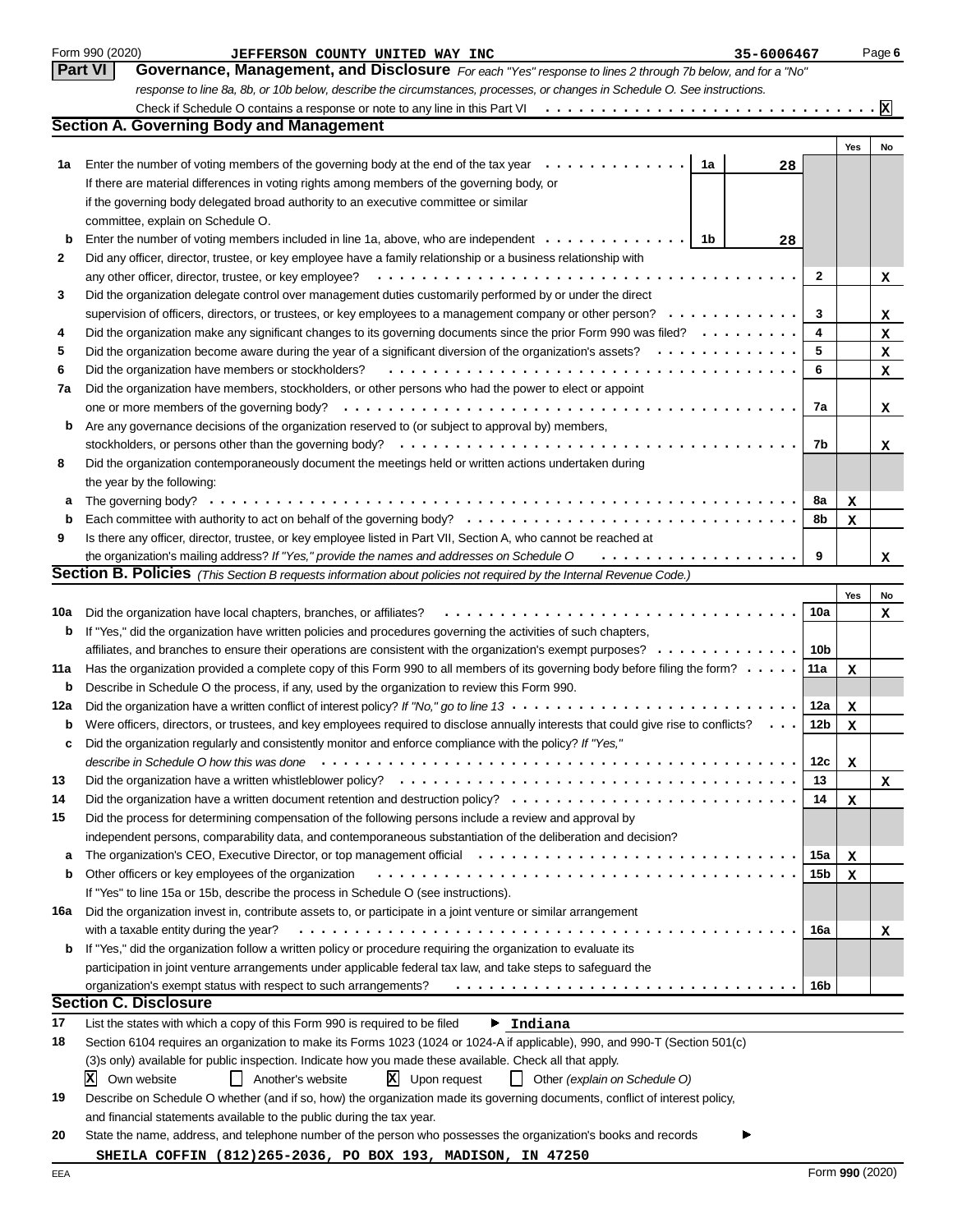Form 990 (2020) JEFFERSON COUNTY UNITED WAY INC 35-6006467 Page **6**

## Part VI Governance, Management, and Disclosure

*For each "Yes" response to lines 2 through 7b below, and for a "No" response to line 8a, 8b, or 10b below, describe the circumstances, processes, or changes in Schedule O. See instructions.*

Check if Schedule O contains a response or note to any line in this Part VI . . . [X]

### Section A. Governing Body and Management

| | | | | Yes | No |
|---|---|---|---|---|---|
| 1a | Enter the number of voting members of the governing body at the end of the tax year . . . | 1a | 28 | | |
| | If there are material differences in voting rights among members of the governing body, or if the governing body delegated broad authority to an executive committee or similar committee, explain on Schedule O. | | | | |
| b | Enter the number of voting members included in line 1a, above, who are independent . . . | 1b | 28 | | |
| 2 | Did any officer, director, trustee, or key employee have a family relationship or a business relationship with any other officer, director, trustee, or key employee? | | 2 | | X |
| 3 | Did the organization delegate control over management duties customarily performed by or under the direct supervision of officers, directors, or trustees, or key employees to a management company or other person? | | 3 | | X |
| 4 | Did the organization make any significant changes to its governing documents since the prior Form 990 was filed? | | 4 | | X |
| 5 | Did the organization become aware during the year of a significant diversion of the organization's assets? | | 5 | | X |
| 6 | Did the organization have members or stockholders? | | 6 | | X |
| 7a | Did the organization have members, stockholders, or other persons who had the power to elect or appoint one or more members of the governing body? | | 7a | | X |
| b | Are any governance decisions of the organization reserved to (or subject to approval by) members, stockholders, or persons other than the governing body? | | 7b | | X |
| 8 | Did the organization contemporaneously document the meetings held or written actions undertaken during the year by the following: | | | | |
| a | The governing body? | | 8a | X | |
| b | Each committee with authority to act on behalf of the governing body? | | 8b | X | |
| 9 | Is there any officer, director, trustee, or key employee listed in Part VII, Section A, who cannot be reached at the organization's mailing address? *If "Yes," provide the names and addresses on Schedule O* | | 9 | | X |

### Section B. Policies *(This Section B requests information about policies not required by the Internal Revenue Code.)*

| | | | Yes | No |
|---|---|---|---|---|
| 10a | Did the organization have local chapters, branches, or affiliates? | 10a | | X |
| b | If "Yes," did the organization have written policies and procedures governing the activities of such chapters, affiliates, and branches to ensure their operations are consistent with the organization's exempt purposes? | 10b | | |
| 11a | Has the organization provided a complete copy of this Form 990 to all members of its governing body before filing the form? | 11a | X | |
| b | Describe in Schedule O the process, if any, used by the organization to review this Form 990. | | | |
| 12a | Did the organization have a written conflict of interest policy? *If "No," go to line 13* | 12a | X | |
| b | Were officers, directors, or trustees, and key employees required to disclose annually interests that could give rise to conflicts? | 12b | X | |
| c | Did the organization regularly and consistently monitor and enforce compliance with the policy? *If "Yes," describe in Schedule O how this was done* | 12c | X | |
| 13 | Did the organization have a written whistleblower policy? | 13 | | X |
| 14 | Did the organization have a written document retention and destruction policy? | 14 | X | |
| 15 | Did the process for determining compensation of the following persons include a review and approval by independent persons, comparability data, and contemporaneous substantiation of the deliberation and decision? | | | |
| a | The organization's CEO, Executive Director, or top management official | 15a | X | |
| b | Other officers or key employees of the organization | 15b | X | |
| | If "Yes" to line 15a or 15b, describe the process in Schedule O (see instructions). | | | |
| 16a | Did the organization invest in, contribute assets to, or participate in a joint venture or similar arrangement with a taxable entity during the year? | 16a | | X |
| b | If "Yes," did the organization follow a written policy or procedure requiring the organization to evaluate its participation in joint venture arrangements under applicable federal tax law, and take steps to safeguard the organization's exempt status with respect to such arrangements? | 16b | | |

### Section C. Disclosure

17 List the states with which a copy of this Form 990 is required to be filed ▶ Indiana

18 Section 6104 requires an organization to make its Forms 1023 (1024 or 1024-A if applicable), 990, and 990-T (Section 501(c)(3)s only) available for public inspection. Indicate how you made these available. Check all that apply.

[X] Own website [ ] Another's website [X] Upon request [ ] Other *(explain on Schedule O)*

19 Describe on Schedule O whether (and if so, how) the organization made its governing documents, conflict of interest policy, and financial statements available to the public during the tax year.

20 State the name, address, and telephone number of the person who possesses the organization's books and records ▶

SHEILA COFFIN (812)265-2036, PO BOX 193, MADISON, IN 47250

EEA Form **990** (2020)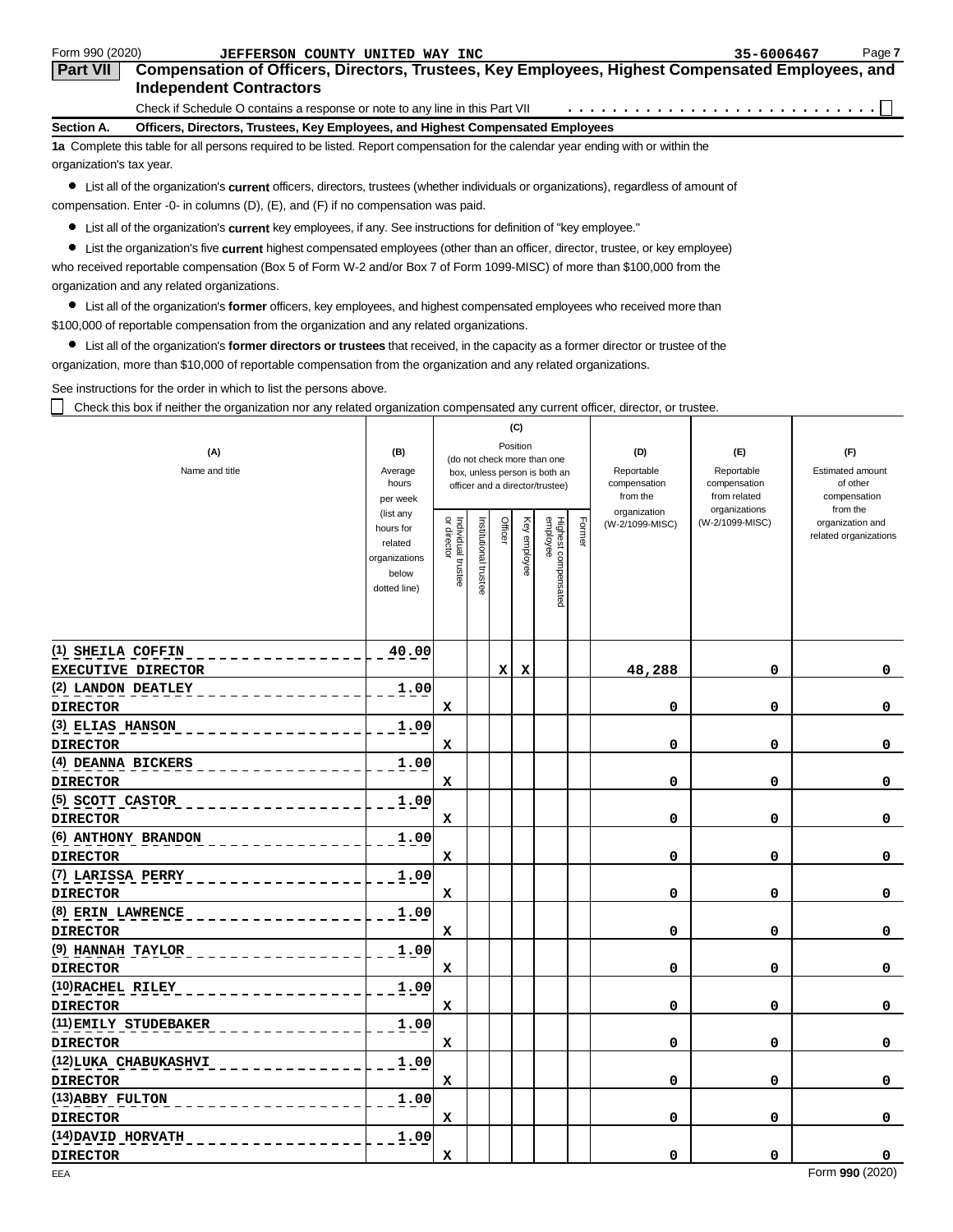Form 990 (2020) JEFFERSON COUNTY UNITED WAY INC 35-6006467

## Part VII Compensation of Officers, Directors, Trustees, Key Employees, Highest Compensated Employees, and Independent Contractors

Check if Schedule O contains a response or note to any line in this Part VII . . . . . . . . . . . . . . . . . . . . . . . . . . ☐

### Section A. Officers, Directors, Trustees, Key Employees, and Highest Compensated Employees

**1a** Complete this table for all persons required to be listed. Report compensation for the calendar year ending with or within the organization's tax year.

- List all of the organization's **current** officers, directors, trustees (whether individuals or organizations), regardless of amount of compensation. Enter -0- in columns (D), (E), and (F) if no compensation was paid.
- List all of the organization's **current** key employees, if any. See instructions for definition of "key employee."
- List the organization's five **current** highest compensated employees (other than an officer, director, trustee, or key employee) who received reportable compensation (Box 5 of Form W-2 and/or Box 7 of Form 1099-MISC) of more than $100,000 from the organization and any related organizations.
- List all of the organization's **former** officers, key employees, and highest compensated employees who received more than $100,000 of reportable compensation from the organization and any related organizations.
- List all of the organization's **former directors or trustees** that received, in the capacity as a former director or trustee of the organization, more than $10,000 of reportable compensation from the organization and any related organizations.

See instructions for the order in which to list the persons above.

☐ Check this box if neither the organization nor any related organization compensated any current officer, director, or trustee.

| (A) Name and title | (B) Average hours per week (list any hours for related organizations below dotted line) | (C) Position (do not check more than one box, unless person is both an officer and a director/trustee) | | | | | | (D) Reportable compensation from the organization (W-2/1099-MISC) | (E) Reportable compensation from related organizations (W-2/1099-MISC) | (F) Estimated amount of other compensation from the organization and related organizations |
|---|---|---|---|---|---|---|---|---|---|---|
| | | Individual trustee or director | Institutional trustee | Officer | Key employee | Highest compensated employee | Former | | | |
| (1) SHEILA COFFIN<br>EXECUTIVE DIRECTOR | 40.00 | | | X | X | | | 48,288 | 0 | 0 |
| (2) LANDON DEATLEY<br>DIRECTOR | 1.00 | X | | | | | | 0 | 0 | 0 |
| (3) ELIAS HANSON<br>DIRECTOR | 1.00 | X | | | | | | 0 | 0 | 0 |
| (4) DEANNA BICKERS<br>DIRECTOR | 1.00 | X | | | | | | 0 | 0 | 0 |
| (5) SCOTT CASTOR<br>DIRECTOR | 1.00 | X | | | | | | 0 | 0 | 0 |
| (6) ANTHONY BRANDON<br>DIRECTOR | 1.00 | X | | | | | | 0 | 0 | 0 |
| (7) LARISSA PERRY<br>DIRECTOR | 1.00 | X | | | | | | 0 | 0 | 0 |
| (8) ERIN LAWRENCE<br>DIRECTOR | 1.00 | X | | | | | | 0 | 0 | 0 |
| (9) HANNAH TAYLOR<br>DIRECTOR | 1.00 | X | | | | | | 0 | 0 | 0 |
| (10) RACHEL RILEY<br>DIRECTOR | 1.00 | X | | | | | | 0 | 0 | 0 |
| (11) EMILY STUDEBAKER<br>DIRECTOR | 1.00 | X | | | | | | 0 | 0 | 0 |
| (12) LUKA CHABUKASHVI<br>DIRECTOR | 1.00 | X | | | | | | 0 | 0 | 0 |
| (13) ABBY FULTON<br>DIRECTOR | 1.00 | X | | | | | | 0 | 0 | 0 |
| (14) DAVID HORVATH<br>DIRECTOR | 1.00 | X | | | | | | 0 | 0 | 0 |

EEA Form **990** (2020)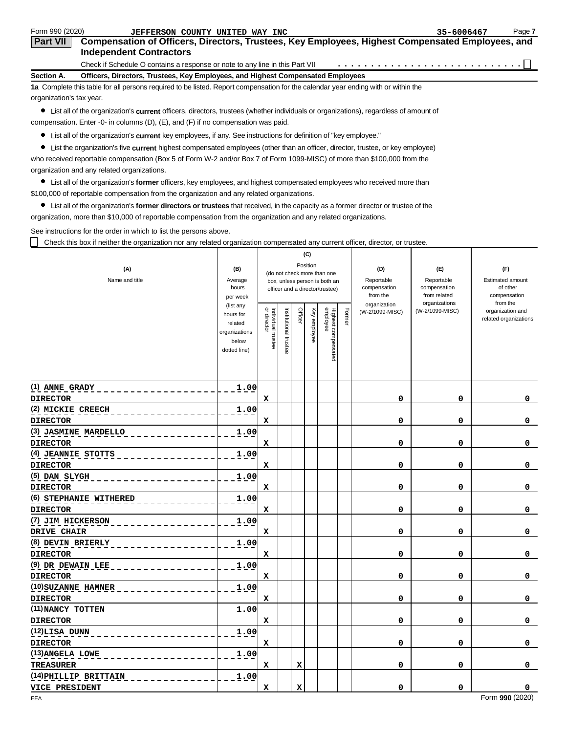Form 990 (2020) JEFFERSON COUNTY UNITED WAY INC 35-6006467 Page 7

## Part VII Compensation of Officers, Directors, Trustees, Key Employees, Highest Compensated Employees, and Independent Contractors

Check if Schedule O contains a response or note to any line in this Part VII . . . . . . . . . . . . . . . . . . . . . . . . . . . ☐

### Section A. Officers, Directors, Trustees, Key Employees, and Highest Compensated Employees

**1a** Complete this table for all persons required to be listed. Report compensation for the calendar year ending with or within the organization's tax year.

- List all of the organization's **current** officers, directors, trustees (whether individuals or organizations), regardless of amount of compensation. Enter -0- in columns (D), (E), and (F) if no compensation was paid.
- List all of the organization's **current** key employees, if any. See instructions for definition of "key employee."
- List the organization's five **current** highest compensated employees (other than an officer, director, trustee, or key employee) who received reportable compensation (Box 5 of Form W-2 and/or Box 7 of Form 1099-MISC) of more than $100,000 from the organization and any related organizations.
- List all of the organization's **former** officers, key employees, and highest compensated employees who received more than $100,000 of reportable compensation from the organization and any related organizations.
- List all of the organization's **former directors or trustees** that received, in the capacity as a former director or trustee of the organization, more than $10,000 of reportable compensation from the organization and any related organizations.

See instructions for the order in which to list the persons above.

☐ Check this box if neither the organization nor any related organization compensated any current officer, director, or trustee.

| (A) Name and title | (B) Average hours per week (list any hours for related organizations below dotted line) | (C) Position (do not check more than one box, unless person is both an officer and a director/trustee) | | | | | | (D) Reportable compensation from the organization (W-2/1099-MISC) | (E) Reportable compensation from related organizations (W-2/1099-MISC) | (F) Estimated amount of other compensation from the organization and related organizations |
|---|---|---|---|---|---|---|---|---|---|---|
| | | Individual trustee or director | Institutional trustee | Officer | Key employee | Highest compensated employee | Former | | | |
| (1) ANNE GRADY<br>DIRECTOR | 1.00 | X | | | | | | 0 | 0 | 0 |
| (2) MICKIE CREECH<br>DIRECTOR | 1.00 | X | | | | | | 0 | 0 | 0 |
| (3) JASMINE MARDELLO<br>DIRECTOR | 1.00 | X | | | | | | 0 | 0 | 0 |
| (4) JEANNIE STOTTS<br>DIRECTOR | 1.00 | X | | | | | | 0 | 0 | 0 |
| (5) DAN SLYGH<br>DIRECTOR | 1.00 | X | | | | | | 0 | 0 | 0 |
| (6) STEPHANIE WITHERED<br>DIRECTOR | 1.00 | X | | | | | | 0 | 0 | 0 |
| (7) JIM HICKERSON<br>DRIVE CHAIR | 1.00 | X | | | | | | 0 | 0 | 0 |
| (8) DEVIN BRIERLY<br>DIRECTOR | 1.00 | X | | | | | | 0 | 0 | 0 |
| (9) DR DEWAIN LEE<br>DIRECTOR | 1.00 | X | | | | | | 0 | 0 | 0 |
| (10) SUZANNE HAMNER<br>DIRECTOR | 1.00 | X | | | | | | 0 | 0 | 0 |
| (11) NANCY TOTTEN<br>DIRECTOR | 1.00 | X | | | | | | 0 | 0 | 0 |
| (12) LISA DUNN<br>DIRECTOR | 1.00 | X | | | | | | 0 | 0 | 0 |
| (13) ANGELA LOWE<br>TREASURER | 1.00 | X | | X | | | | 0 | 0 | 0 |
| (14) PHILLIP BRITTAIN<br>VICE PRESIDENT | 1.00 | X | | X | | | | 0 | 0 | 0 |

Form **990** (2020)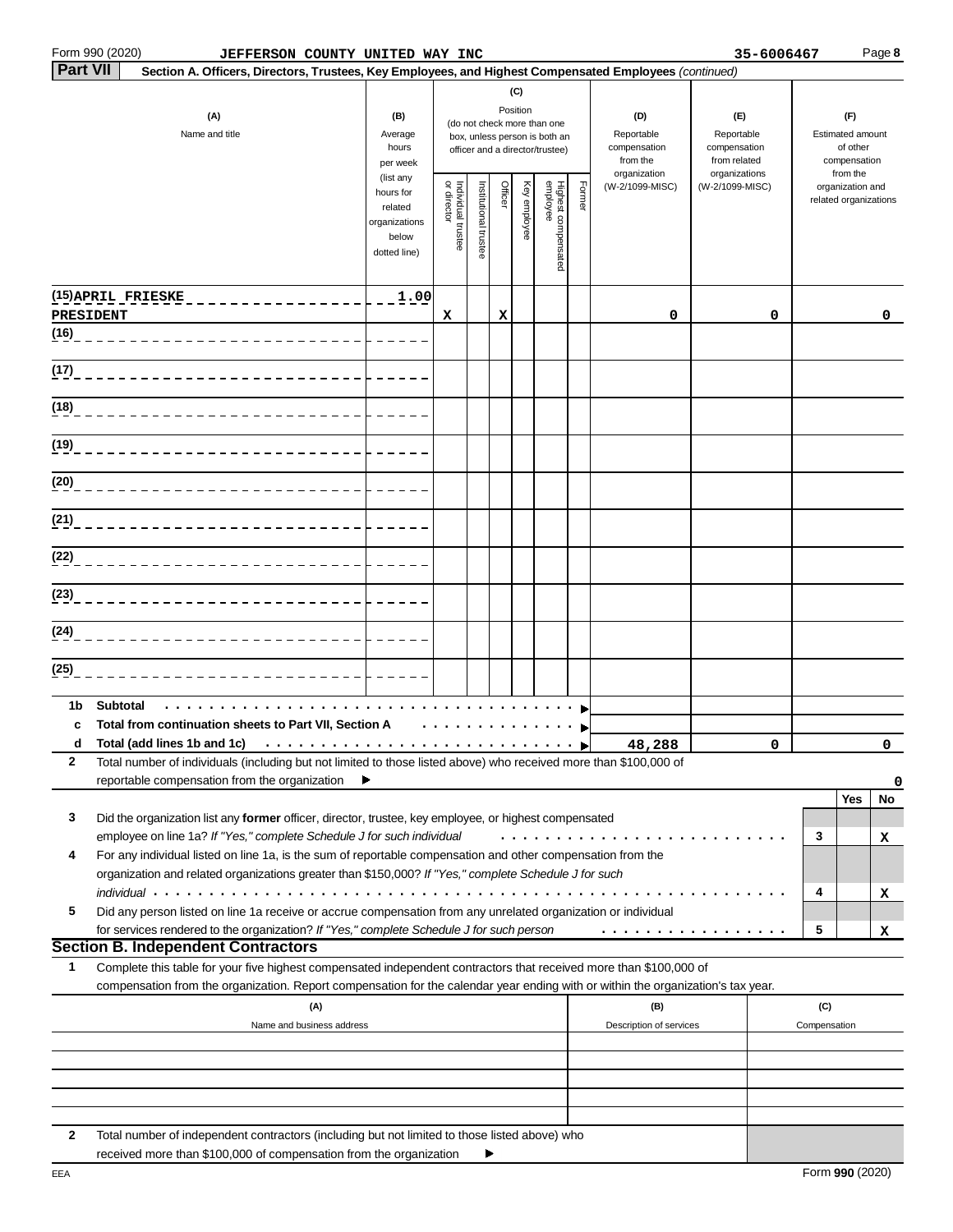Form 990 (2020) **JEFFERSON COUNTY UNITED WAY INC** **35-6006467** Page **8**

**Part VII** **Section A. Officers, Directors, Trustees, Key Employees, and Highest Compensated Employees** *(continued)*

| (A) Name and title | (B) Average hours per week (list any hours for related organizations below dotted line) | (C) Position (do not check more than one box, unless person is both an officer and a director/trustee) | | | | | | (D) Reportable compensation from the organization (W-2/1099-MISC) | (E) Reportable compensation from related organizations (W-2/1099-MISC) | (F) Estimated amount of other compensation from the organization and related organizations |
|---|---|---|---|---|---|---|---|---|---|---|
| | | Individual trustee or director | Institutional trustee | Officer | Key employee | Highest compensated employee | Former | | | |
| (15) APRIL FRIESKE<br>PRESIDENT | 1.00 | X | | X | | | | 0 | 0 | 0 |
| (16) | | | | | | | | | | |
| (17) | | | | | | | | | | |
| (18) | | | | | | | | | | |
| (19) | | | | | | | | | | |
| (20) | | | | | | | | | | |
| (21) | | | | | | | | | | |
| (22) | | | | | | | | | | |
| (23) | | | | | | | | | | |
| (24) | | | | | | | | | | |
| (25) | | | | | | | | | | |
| **1b Subtotal** | | | | | | | | | | |
| **c Total from continuation sheets to Part VII, Section A** | | | | | | | | | | |
| **d Total (add lines 1b and 1c)** | | | | | | | | 48,288 | 0 | 0 |

**2** Total number of individuals (including but not limited to those listed above) who received more than $100,000 of reportable compensation from the organization ▶ 0

| | | Yes | No |
|---|---|---|---|
| **3** Did the organization list any **former** officer, director, trustee, key employee, or highest compensated employee on line 1a? *If "Yes," complete Schedule J for such individual* | 3 | | X |
| **4** For any individual listed on line 1a, is the sum of reportable compensation and other compensation from the organization and related organizations greater than $150,000? *If "Yes," complete Schedule J for such individual* | 4 | | X |
| **5** Did any person listed on line 1a receive or accrue compensation from any unrelated organization or individual for services rendered to the organization? *If "Yes," complete Schedule J for such person* | 5 | | X |

## Section B. Independent Contractors

**1** Complete this table for your five highest compensated independent contractors that received more than $100,000 of compensation from the organization. Report compensation for the calendar year ending with or within the organization's tax year.

| (A) Name and business address | (B) Description of services | (C) Compensation |
|---|---|---|
| | | |
| | | |
| | | |
| | | |
| | | |

**2** Total number of independent contractors (including but not limited to those listed above) who received more than $100,000 of compensation from the organization ▶

EEA Form **990** (2020)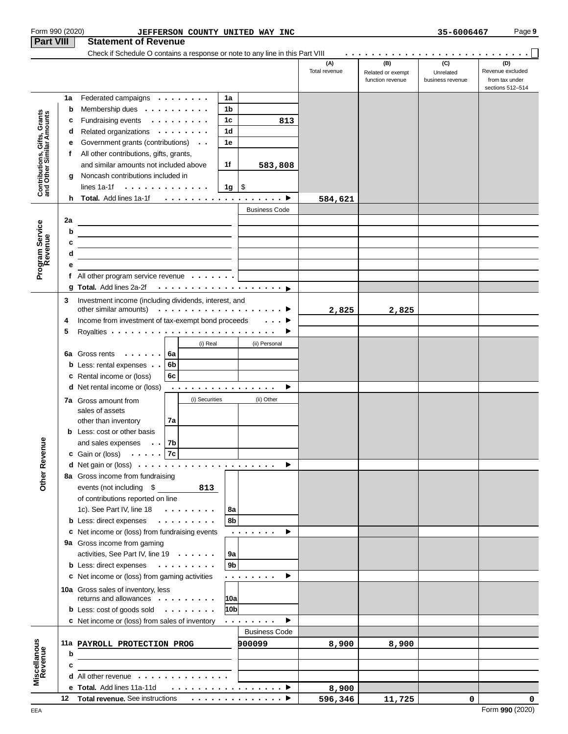Form 990 (2020) JEFFERSON COUNTY UNITED WAY INC 35-6006467

## Part VIII Statement of Revenue

Check if Schedule O contains a response or note to any line in this Part VIII . . . . . . . . . . . . . . . . . . . . . . . . . . . ☐

| | | | | (A) Total revenue | (B) Related or exempt function revenue | (C) Unrelated business revenue | (D) Revenue excluded from tax under sections 512–514 |
|---|---|---|---|---|---|---|---|
| **Contributions, Gifts, Grants and Other Similar Amounts** | 1a Federated campaigns | 1a | | | | | |
| | b Membership dues | 1b | | | | | |
| | c Fundraising events | 1c | 813 | | | | |
| | d Related organizations | 1d | | | | | |
| | e Government grants (contributions) | 1e | | | | | |
| | f All other contributions, gifts, grants, and similar amounts not included above | 1f | 583,808 | | | | |
| | g Noncash contributions included in lines 1a-1f | 1g | $ | | | | |
| | h **Total.** Add lines 1a-1f | | | 584,621 | | | |
| **Program Service Revenue** | | | Business Code | | | | |
| | 2a | | | | | | |
| | b | | | | | | |
| | c | | | | | | |
| | d | | | | | | |
| | e | | | | | | |
| | f All other program service revenue | | | | | | |
| | g **Total.** Add lines 2a-2f | | | | | | |
| **Other Revenue** | 3 Investment income (including dividends, interest, and other similar amounts) | | | 2,825 | 2,825 | | |
| | 4 Income from investment of tax-exempt bond proceeds | | | | | | |
| | 5 Royalties | | | | | | |
| | | | (i) Real | (ii) Personal | | | |
| | 6a Gross rents | 6a | | | | | |
| | b Less: rental expenses | 6b | | | | | |
| | c Rental income or (loss) | 6c | | | | | |
| | d Net rental income or (loss) | | | | | | |
| | | | (i) Securities | (ii) Other | | | |
| | 7a Gross amount from sales of assets other than inventory | 7a | | | | | |
| | b Less: cost or other basis and sales expenses | 7b | | | | | |
| | c Gain or (loss) | 7c | | | | | |
| | d Net gain or (loss) | | | | | | |
| | 8a Gross income from fundraising events (not including $ 813 of contributions reported on line 1c). See Part IV, line 18 | 8a | | | | | |
| | b Less: direct expenses | 8b | | | | | |
| | c Net income or (loss) from fundraising events | | | | | | |
| | 9a Gross income from gaming activities, See Part IV, line 19 | 9a | | | | | |
| | b Less: direct expenses | 9b | | | | | |
| | c Net income or (loss) from gaming activities | | | | | | |
| | 10a Gross sales of inventory, less returns and allowances | 10a | | | | | |
| | b Less: cost of goods sold | 10b | | | | | |
| | c Net income or (loss) from sales of inventory | | | | | | |
| **Miscellanous Revenue** | | | Business Code | | | | |
| | 11a PAYROLL PROTECTION PROG | | 900099 | 8,900 | 8,900 | | |
| | b | | | | | | |
| | c | | | | | | |
| | d All other revenue | | | | | | |
| | e **Total.** Add lines 11a-11d | | | 8,900 | | | |
| | 12 **Total revenue.** See instructions | | | 596,346 | 11,725 | 0 | 0 |

EEA Form **990** (2020)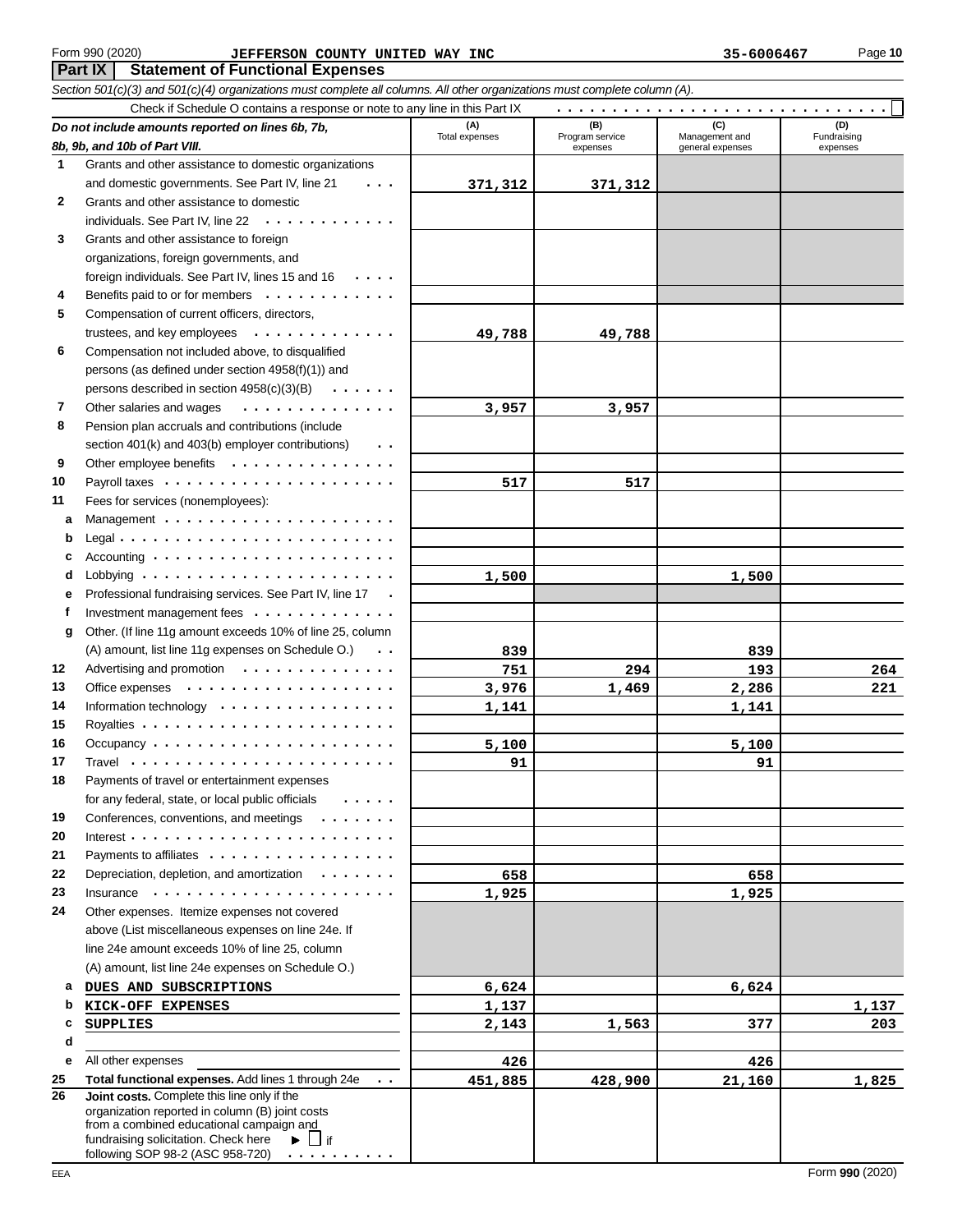Form 990 (2020) JEFFERSON COUNTY UNITED WAY INC 35-6006467

## Part IX Statement of Functional Expenses

*Section 501(c)(3) and 501(c)(4) organizations must complete all columns. All other organizations must complete column (A).*

Check if Schedule O contains a response or note to any line in this Part IX . . . . . . . . . . . . . . . . . . . . . . . . . . . . . ☐

| *Do not include amounts reported on lines 6b, 7b, 8b, 9b, and 10b of Part VIII.* | (A) Total expenses | (B) Program service expenses | (C) Management and general expenses | (D) Fundraising expenses |
|---|---|---|---|---|
| 1 Grants and other assistance to domestic organizations and domestic governments. See Part IV, line 21 | 371,312 | 371,312 | | |
| 2 Grants and other assistance to domestic individuals. See Part IV, line 22 | | | | |
| 3 Grants and other assistance to foreign organizations, foreign governments, and foreign individuals. See Part IV, lines 15 and 16 | | | | |
| 4 Benefits paid to or for members | | | | |
| 5 Compensation of current officers, directors, trustees, and key employees | 49,788 | 49,788 | | |
| 6 Compensation not included above, to disqualified persons (as defined under section 4958(f)(1)) and persons described in section 4958(c)(3)(B) | | | | |
| 7 Other salaries and wages | 3,957 | 3,957 | | |
| 8 Pension plan accruals and contributions (include section 401(k) and 403(b) employer contributions) | | | | |
| 9 Other employee benefits | | | | |
| 10 Payroll taxes | 517 | 517 | | |
| 11 Fees for services (nonemployees): | | | | |
| a Management | | | | |
| b Legal | | | | |
| c Accounting | | | | |
| d Lobbying | 1,500 | | 1,500 | |
| e Professional fundraising services. See Part IV, line 17 | | | | |
| f Investment management fees | | | | |
| g Other. (If line 11g amount exceeds 10% of line 25, column (A) amount, list line 11g expenses on Schedule O.) | 839 | | 839 | |
| 12 Advertising and promotion | 751 | 294 | 193 | 264 |
| 13 Office expenses | 3,976 | 1,469 | 2,286 | 221 |
| 14 Information technology | 1,141 | | 1,141 | |
| 15 Royalties | | | | |
| 16 Occupancy | 5,100 | | 5,100 | |
| 17 Travel | 91 | | 91 | |
| 18 Payments of travel or entertainment expenses for any federal, state, or local public officials | | | | |
| 19 Conferences, conventions, and meetings | | | | |
| 20 Interest | | | | |
| 21 Payments to affiliates | | | | |
| 22 Depreciation, depletion, and amortization | 658 | | 658 | |
| 23 Insurance | 1,925 | | 1,925 | |
| 24 Other expenses. Itemize expenses not covered above (List miscellaneous expenses on line 24e. If line 24e amount exceeds 10% of line 25, column (A) amount, list line 24e expenses on Schedule O.) | | | | |
| a DUES AND SUBSCRIPTIONS | 6,624 | | 6,624 | |
| b KICK-OFF EXPENSES | 1,137 | | | 1,137 |
| c SUPPLIES | 2,143 | 1,563 | 377 | 203 |
| d | | | | |
| e All other expenses | 426 | | 426 | |
| 25 **Total functional expenses.** Add lines 1 through 24e | 451,885 | 428,900 | 21,160 | 1,825 |
| 26 **Joint costs.** Complete this line only if the organization reported in column (B) joint costs from a combined educational campaign and fundraising solicitation. Check here ▶ ☐ if following SOP 98-2 (ASC 958-720) | | | | |

EEA Form **990** (2020)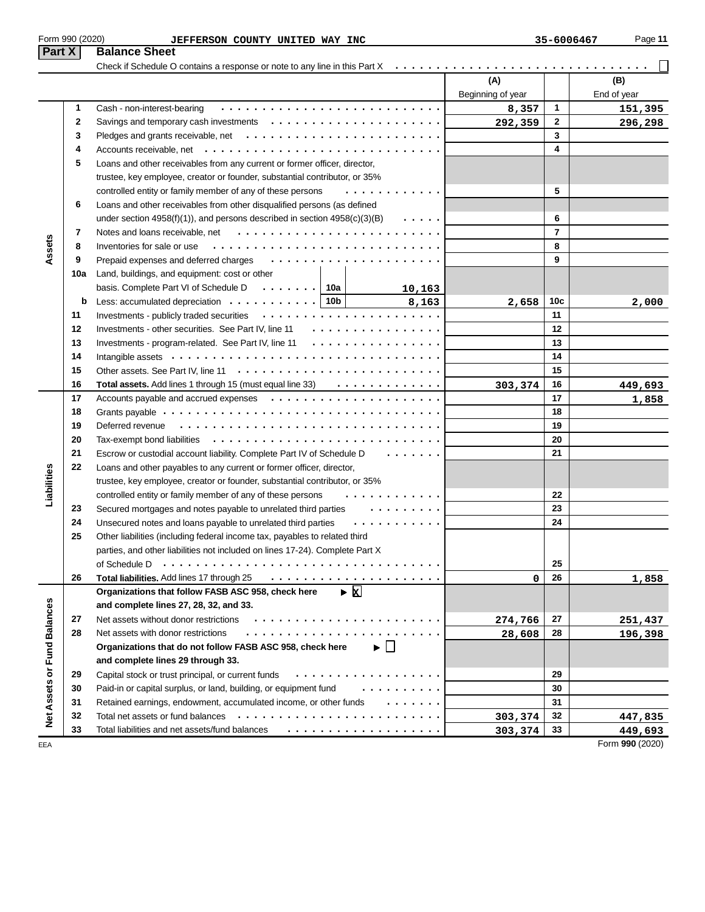Form 990 (2020) JEFFERSON COUNTY UNITED WAY INC 35-6006467 Page 11

## Part X Balance Sheet

Check if Schedule O contains a response or note to any line in this Part X ☐

| Section | Line | Description | | (A) Beginning of year | | (B) End of year |
|---|---|---|---|---|---|---|
| Assets | 1 | Cash - non-interest-bearing | | 8,357 | 1 | 151,395 |
| | 2 | Savings and temporary cash investments | | 292,359 | 2 | 296,298 |
| | 3 | Pledges and grants receivable, net | | | 3 | |
| | 4 | Accounts receivable, net | | | 4 | |
| | 5 | Loans and other receivables from any current or former officer, director, trustee, key employee, creator or founder, substantial contributor, or 35% controlled entity or family member of any of these persons | | | 5 | |
| | 6 | Loans and other receivables from other disqualified persons (as defined under section 4958(f)(1)), and persons described in section 4958(c)(3)(B) | | | 6 | |
| | 7 | Notes and loans receivable, net | | | 7 | |
| | 8 | Inventories for sale or use | | | 8 | |
| | 9 | Prepaid expenses and deferred charges | | | 9 | |
| | 10a | Land, buildings, and equipment: cost or other basis. Complete Part VI of Schedule D | 10a: 10,163 | | | |
| | b | Less: accumulated depreciation | 10b: 8,163 | 2,658 | 10c | 2,000 |
| | 11 | Investments - publicly traded securities | | | 11 | |
| | 12 | Investments - other securities. See Part IV, line 11 | | | 12 | |
| | 13 | Investments - program-related. See Part IV, line 11 | | | 13 | |
| | 14 | Intangible assets | | | 14 | |
| | 15 | Other assets. See Part IV, line 11 | | | 15 | |
| | 16 | **Total assets.** Add lines 1 through 15 (must equal line 33) | | 303,374 | 16 | 449,693 |
| Liabilities | 17 | Accounts payable and accrued expenses | | | 17 | 1,858 |
| | 18 | Grants payable | | | 18 | |
| | 19 | Deferred revenue | | | 19 | |
| | 20 | Tax-exempt bond liabilities | | | 20 | |
| | 21 | Escrow or custodial account liability. Complete Part IV of Schedule D | | | 21 | |
| | 22 | Loans and other payables to any current or former officer, director, trustee, key employee, creator or founder, substantial contributor, or 35% controlled entity or family member of any of these persons | | | 22 | |
| | 23 | Secured mortgages and notes payable to unrelated third parties | | | 23 | |
| | 24 | Unsecured notes and loans payable to unrelated third parties | | | 24 | |
| | 25 | Other liabilities (including federal income tax, payables to related third parties, and other liabilities not included on lines 17-24). Complete Part X of Schedule D | | | 25 | |
| | 26 | **Total liabilities.** Add lines 17 through 25 | | 0 | 26 | 1,858 |
| Net Assets or Fund Balances | | **Organizations that follow FASB ASC 958, check here** ▶ ☒ **and complete lines 27, 28, 32, and 33.** | | | | |
| | 27 | Net assets without donor restrictions | | 274,766 | 27 | 251,437 |
| | 28 | Net assets with donor restrictions | | 28,608 | 28 | 196,398 |
| | | **Organizations that do not follow FASB ASC 958, check here** ▶ ☐ **and complete lines 29 through 33.** | | | | |
| | 29 | Capital stock or trust principal, or current funds | | | 29 | |
| | 30 | Paid-in or capital surplus, or land, building, or equipment fund | | | 30 | |
| | 31 | Retained earnings, endowment, accumulated income, or other funds | | | 31 | |
| | 32 | Total net assets or fund balances | | 303,374 | 32 | 447,835 |
| | 33 | Total liabilities and net assets/fund balances | | 303,374 | 33 | 449,693 |

EEA Form **990** (2020)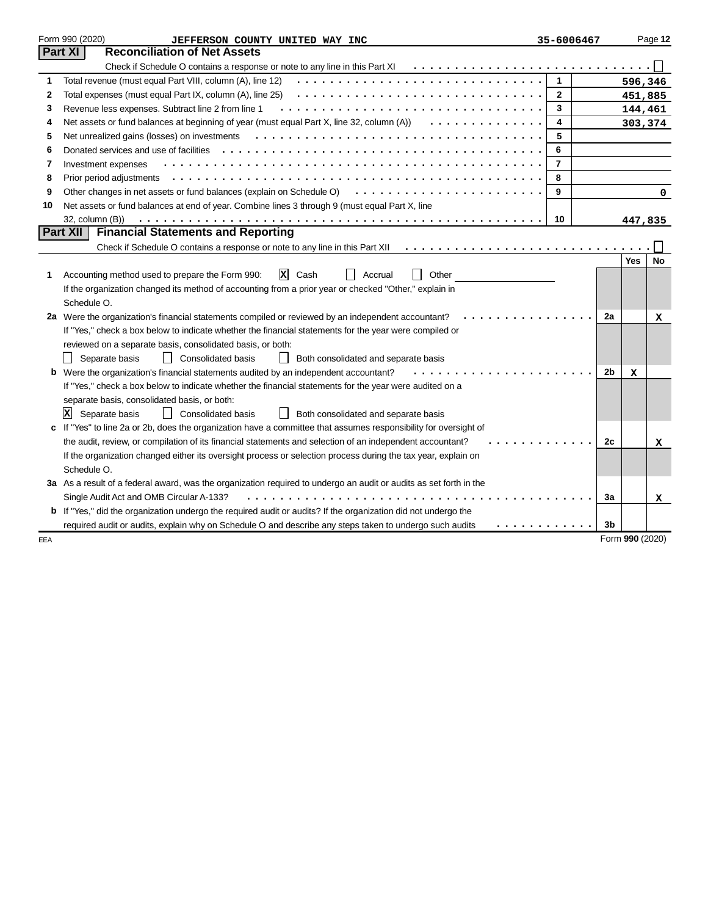Form 990 (2020) JEFFERSON COUNTY UNITED WAY INC 35-6006467 Page **12**

## Part XI Reconciliation of Net Assets

Check if Schedule O contains a response or note to any line in this Part XI . . . . . . . . . . . . . . . . . . . . . . . . . . . . . ☐

| | | | |
|---|---|---|---|
| 1 | Total revenue (must equal Part VIII, column (A), line 12) | 1 | 596,346 |
| 2 | Total expenses (must equal Part IX, column (A), line 25) | 2 | 451,885 |
| 3 | Revenue less expenses. Subtract line 2 from line 1 | 3 | 144,461 |
| 4 | Net assets or fund balances at beginning of year (must equal Part X, line 32, column (A)) | 4 | 303,374 |
| 5 | Net unrealized gains (losses) on investments | 5 | |
| 6 | Donated services and use of facilities | 6 | |
| 7 | Investment expenses | 7 | |
| 8 | Prior period adjustments | 8 | |
| 9 | Other changes in net assets or fund balances (explain on Schedule O) | 9 | 0 |
| 10 | Net assets or fund balances at end of year. Combine lines 3 through 9 (must equal Part X, line 32, column (B)) | 10 | 447,835 |

## Part XII Financial Statements and Reporting

Check if Schedule O contains a response or note to any line in this Part XII . . . . . . . . . . . . . . . . . . . . . . . . . . . . . ☐

| | | | Yes | No |
|---|---|---|---|---|
| **1** | Accounting method used to prepare the Form 990: ☒ Cash ☐ Accrual ☐ Other<br>If the organization changed its method of accounting from a prior year or checked "Other," explain in Schedule O. | | | |
| **2a** | Were the organization's financial statements compiled or reviewed by an independent accountant? | 2a | | X |
| | If "Yes," check a box below to indicate whether the financial statements for the year were compiled or reviewed on a separate basis, consolidated basis, or both:<br>☐ Separate basis ☐ Consolidated basis ☐ Both consolidated and separate basis | | | |
| **b** | Were the organization's financial statements audited by an independent accountant? | 2b | X | |
| | If "Yes," check a box below to indicate whether the financial statements for the year were audited on a separate basis, consolidated basis, or both:<br>☒ Separate basis ☐ Consolidated basis ☐ Both consolidated and separate basis | | | |
| **c** | If "Yes" to line 2a or 2b, does the organization have a committee that assumes responsibility for oversight of the audit, review, or compilation of its financial statements and selection of an independent accountant? | 2c | | X |
| | If the organization changed either its oversight process or selection process during the tax year, explain on Schedule O. | | | |
| **3a** | As a result of a federal award, was the organization required to undergo an audit or audits as set forth in the Single Audit Act and OMB Circular A-133? | 3a | | X |
| **b** | If "Yes," did the organization undergo the required audit or audits? If the organization did not undergo the required audit or audits, explain why on Schedule O and describe any steps taken to undergo such audits | 3b | | |

EEA Form **990** (2020)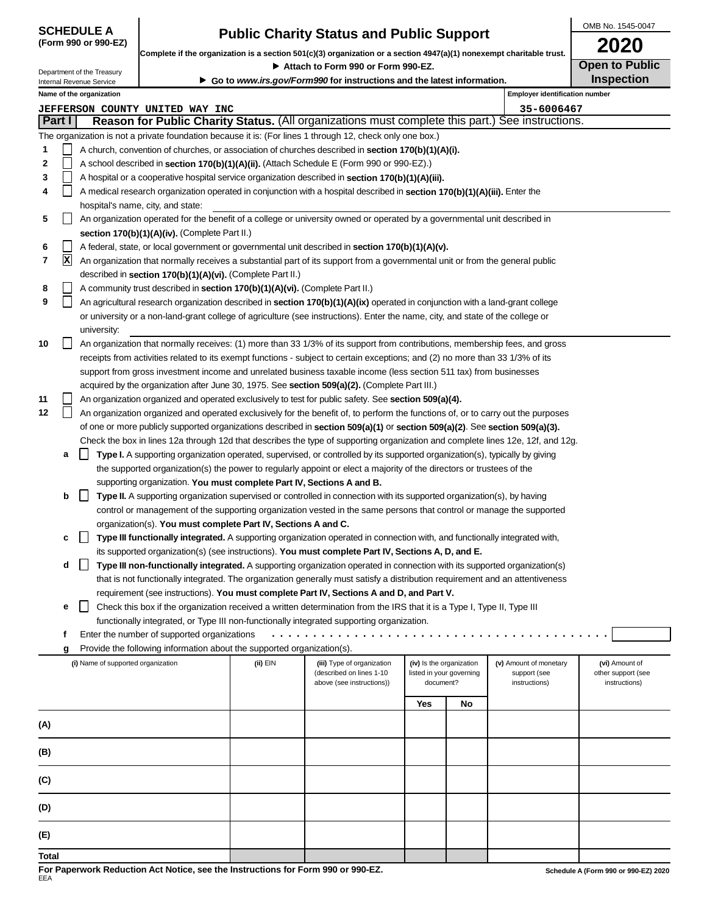**SCHEDULE A (Form 990 or 990-EZ)**

# Public Charity Status and Public Support

**Complete if the organization is a section 501(c)(3) organization or a section 4947(a)(1) nonexempt charitable trust.**

▶ **Attach to Form 990 or Form 990-EZ.**

▶ **Go to *www.irs.gov/Form990* for instructions and the latest information.**

Department of the Treasury
Internal Revenue Service

OMB No. 1545-0047

**2020**

**Open to Public Inspection**

**Name of the organization:** JEFFERSON COUNTY UNITED WAY INC

**Employer identification number:** 35-6006467

## Part I — Reason for Public Charity Status. (All organizations must complete this part.) See instructions.

The organization is not a private foundation because it is: (For lines 1 through 12, check only one box.)

1. ☐ A church, convention of churches, or association of churches described in **section 170(b)(1)(A)(i).**
2. ☐ A school described in **section 170(b)(1)(A)(ii).** (Attach Schedule E (Form 990 or 990-EZ).)
3. ☐ A hospital or a cooperative hospital service organization described in **section 170(b)(1)(A)(iii).**
4. ☐ A medical research organization operated in conjunction with a hospital described in **section 170(b)(1)(A)(iii).** Enter the hospital's name, city, and state:
5. ☐ An organization operated for the benefit of a college or university owned or operated by a governmental unit described in **section 170(b)(1)(A)(iv).** (Complete Part II.)
6. ☐ A federal, state, or local government or governmental unit described in **section 170(b)(1)(A)(v).**
7. ☒ An organization that normally receives a substantial part of its support from a governmental unit or from the general public described in **section 170(b)(1)(A)(vi).** (Complete Part II.)
8. ☐ A community trust described in **section 170(b)(1)(A)(vi).** (Complete Part II.)
9. ☐ An agricultural research organization described in **section 170(b)(1)(A)(ix)** operated in conjunction with a land-grant college or university or a non-land-grant college of agriculture (see instructions). Enter the name, city, and state of the college or university:
10. ☐ An organization that normally receives: (1) more than 33 1/3% of its support from contributions, membership fees, and gross receipts from activities related to its exempt functions - subject to certain exceptions; and (2) no more than 33 1/3% of its support from gross investment income and unrelated business taxable income (less section 511 tax) from businesses acquired by the organization after June 30, 1975. See **section 509(a)(2).** (Complete Part III.)
11. ☐ An organization organized and operated exclusively to test for public safety. See **section 509(a)(4).**
12. ☐ An organization organized and operated exclusively for the benefit of, to perform the functions of, or to carry out the purposes of one or more publicly supported organizations described in **section 509(a)(1)** or **section 509(a)(2)**. See **section 509(a)(3).** Check the box in lines 12a through 12d that describes the type of supporting organization and complete lines 12e, 12f, and 12g.
   - **a** ☐ **Type I.** A supporting organization operated, supervised, or controlled by its supported organization(s), typically by giving the supported organization(s) the power to regularly appoint or elect a majority of the directors or trustees of the supporting organization. **You must complete Part IV, Sections A and B.**
   - **b** ☐ **Type II.** A supporting organization supervised or controlled in connection with its supported organization(s), by having control or management of the supporting organization vested in the same persons that control or manage the supported organization(s). **You must complete Part IV, Sections A and C.**
   - **c** ☐ **Type III functionally integrated.** A supporting organization operated in connection with, and functionally integrated with, its supported organization(s) (see instructions). **You must complete Part IV, Sections A, D, and E.**
   - **d** ☐ **Type III non-functionally integrated.** A supporting organization operated in connection with its supported organization(s) that is not functionally integrated. The organization generally must satisfy a distribution requirement and an attentiveness requirement (see instructions). **You must complete Part IV, Sections A and D, and Part V.**
   - **e** ☐ Check this box if the organization received a written determination from the IRS that it is a Type I, Type II, Type III functionally integrated, or Type III non-functionally integrated supporting organization.
   - **f** Enter the number of supported organizations
   - **g** Provide the following information about the supported organization(s).

| | (i) Name of supported organization | (ii) EIN | (iii) Type of organization (described on lines 1-10 above (see instructions)) | (iv) Is the organization listed in your governing document? Yes | No | (v) Amount of monetary support (see instructions) | (vi) Amount of other support (see instructions) |
|---|---|---|---|---|---|---|---|
| (A) | | | | | | | |
| (B) | | | | | | | |
| (C) | | | | | | | |
| (D) | | | | | | | |
| (E) | | | | | | | |
| Total | | | | | | | |

**For Paperwork Reduction Act Notice, see the Instructions for Form 990 or 990-EZ.**
EEA

**Schedule A (Form 990 or 990-EZ) 2020**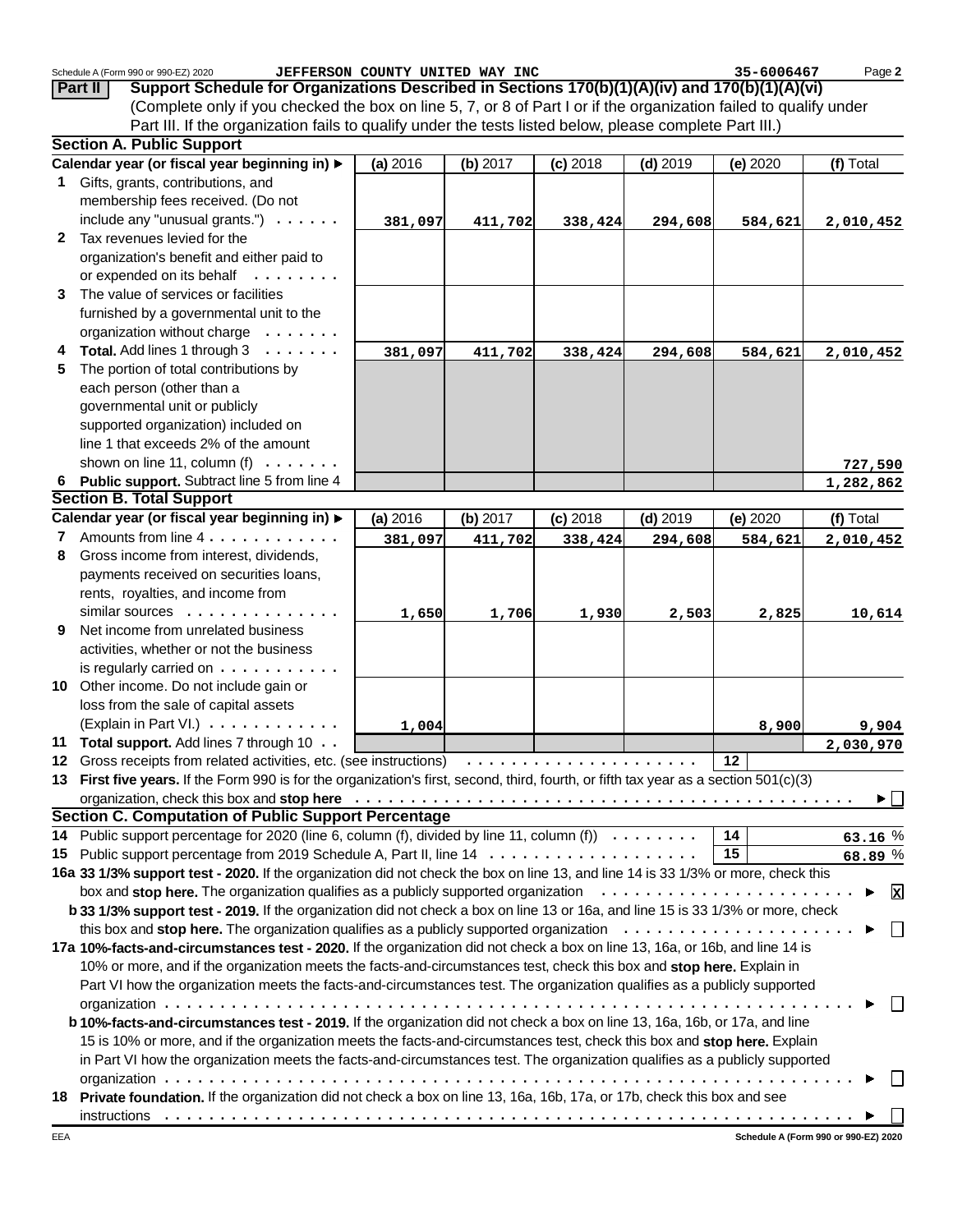Schedule A (Form 990 or 990-EZ) 2020 JEFFERSON COUNTY UNITED WAY INC 35-6006467

## Part II Support Schedule for Organizations Described in Sections 170(b)(1)(A)(iv) and 170(b)(1)(A)(vi)

(Complete only if you checked the box on line 5, 7, or 8 of Part I or if the organization failed to qualify under Part III. If the organization fails to qualify under the tests listed below, please complete Part III.)

### Section A. Public Support

| Calendar year (or fiscal year beginning in) ▶ | (a) 2016 | (b) 2017 | (c) 2018 | (d) 2019 | (e) 2020 | (f) Total |
|---|---|---|---|---|---|---|
| **1** Gifts, grants, contributions, and membership fees received. (Do not include any "unusual grants.") | 381,097 | 411,702 | 338,424 | 294,608 | 584,621 | 2,010,452 |
| **2** Tax revenues levied for the organization's benefit and either paid to or expended on its behalf | | | | | | |
| **3** The value of services or facilities furnished by a governmental unit to the organization without charge | | | | | | |
| **4 Total.** Add lines 1 through 3 | 381,097 | 411,702 | 338,424 | 294,608 | 584,621 | 2,010,452 |
| **5** The portion of total contributions by each person (other than a governmental unit or publicly supported organization) included on line 1 that exceeds 2% of the amount shown on line 11, column (f) | | | | | | 727,590 |
| **6 Public support.** Subtract line 5 from line 4 | | | | | | 1,282,862 |

### Section B. Total Support

| Calendar year (or fiscal year beginning in) ▶ | (a) 2016 | (b) 2017 | (c) 2018 | (d) 2019 | (e) 2020 | (f) Total |
|---|---|---|---|---|---|---|
| **7** Amounts from line 4 | 381,097 | 411,702 | 338,424 | 294,608 | 584,621 | 2,010,452 |
| **8** Gross income from interest, dividends, payments received on securities loans, rents, royalties, and income from similar sources | 1,650 | 1,706 | 1,930 | 2,503 | 2,825 | 10,614 |
| **9** Net income from unrelated business activities, whether or not the business is regularly carried on | | | | | | |
| **10** Other income. Do not include gain or loss from the sale of capital assets (Explain in Part VI.) | 1,004 | | | | 8,900 | 9,904 |
| **11 Total support.** Add lines 7 through 10 | | | | | | 2,030,970 |

**12** Gross receipts from related activities, etc. (see instructions) **12**

**13 First five years.** If the Form 990 is for the organization's first, second, third, fourth, or fifth tax year as a section 501(c)(3) organization, check this box and **stop here** ▶ ☐

### Section C. Computation of Public Support Percentage

**14** Public support percentage for 2020 (line 6, column (f), divided by line 11, column (f)) **14** 63.16 %

**15** Public support percentage from 2019 Schedule A, Part II, line 14 **15** 68.89 %

**16a 33 1/3% support test - 2020.** If the organization did not check the box on line 13, and line 14 is 33 1/3% or more, check this box and **stop here.** The organization qualifies as a publicly supported organization ▶ ☒

**b 33 1/3% support test - 2019.** If the organization did not check a box on line 13 or 16a, and line 15 is 33 1/3% or more, check this box and **stop here.** The organization qualifies as a publicly supported organization ▶ ☐

**17a 10%-facts-and-circumstances test - 2020.** If the organization did not check a box on line 13, 16a, or 16b, and line 14 is 10% or more, and if the organization meets the facts-and-circumstances test, check this box and **stop here.** Explain in Part VI how the organization meets the facts-and-circumstances test. The organization qualifies as a publicly supported organization ▶ ☐

**b 10%-facts-and-circumstances test - 2019.** If the organization did not check a box on line 13, 16a, 16b, or 17a, and line 15 is 10% or more, and if the organization meets the facts-and-circumstances test, check this box and **stop here.** Explain in Part VI how the organization meets the facts-and-circumstances test. The organization qualifies as a publicly supported organization ▶ ☐

**18 Private foundation.** If the organization did not check a box on line 13, 16a, 16b, 17a, or 17b, check this box and see instructions ▶ ☐

EEA Schedule A (Form 990 or 990-EZ) 2020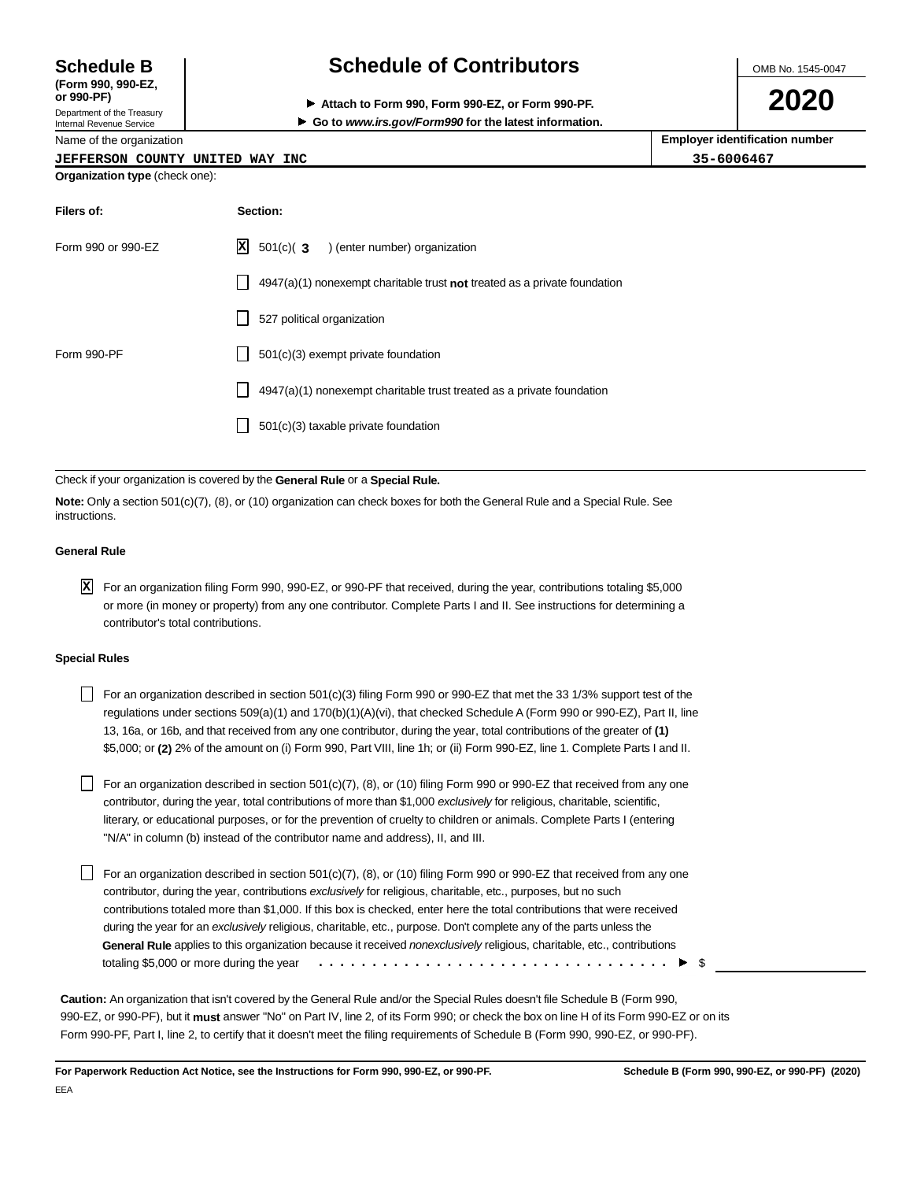# Schedule B (Form 990, 990-EZ, or 990-PF)

Department of the Treasury
Internal Revenue Service

## Schedule of Contributors

▶ Attach to Form 990, Form 990-EZ, or Form 990-PF.
▶ Go to *www.irs.gov/Form990* for the latest information.

OMB No. 1545-0047

**2020**

| Name of the organization | Employer identification number |
|---|---|
| JEFFERSON COUNTY UNITED WAY INC | 35-6006467 |

**Organization type** (check one):

| Filers of: | Section: |
|---|---|
| Form 990 or 990-EZ | [X] 501(c)( 3 ) (enter number) organization |
| | [ ] 4947(a)(1) nonexempt charitable trust **not** treated as a private foundation |
| | [ ] 527 political organization |
| Form 990-PF | [ ] 501(c)(3) exempt private foundation |
| | [ ] 4947(a)(1) nonexempt charitable trust treated as a private foundation |
| | [ ] 501(c)(3) taxable private foundation |

Check if your organization is covered by the **General Rule** or a **Special Rule.**

**Note:** Only a section 501(c)(7), (8), or (10) organization can check boxes for both the General Rule and a Special Rule. See instructions.

### General Rule

[X] For an organization filing Form 990, 990-EZ, or 990-PF that received, during the year, contributions totaling $5,000 or more (in money or property) from any one contributor. Complete Parts I and II. See instructions for determining a contributor's total contributions.

### Special Rules

[ ] For an organization described in section 501(c)(3) filing Form 990 or 990-EZ that met the 33 1/3% support test of the regulations under sections 509(a)(1) and 170(b)(1)(A)(vi), that checked Schedule A (Form 990 or 990-EZ), Part II, line 13, 16a, or 16b, and that received from any one contributor, during the year, total contributions of the greater of **(1)** $5,000; or **(2)** 2% of the amount on (i) Form 990, Part VIII, line 1h; or (ii) Form 990-EZ, line 1. Complete Parts I and II.

[ ] For an organization described in section 501(c)(7), (8), or (10) filing Form 990 or 990-EZ that received from any one contributor, during the year, total contributions of more than $1,000 *exclusively* for religious, charitable, scientific, literary, or educational purposes, or for the prevention of cruelty to children or animals. Complete Parts I (entering "N/A" in column (b) instead of the contributor name and address), II, and III.

[ ] For an organization described in section 501(c)(7), (8), or (10) filing Form 990 or 990-EZ that received from any one contributor, during the year, contributions *exclusively* for religious, charitable, etc., purposes, but no such contributions totaled more than $1,000. If this box is checked, enter here the total contributions that were received during the year for an *exclusively* religious, charitable, etc., purpose. Don't complete any of the parts unless the **General Rule** applies to this organization because it received *nonexclusively* religious, charitable, etc., contributions totaling $5,000 or more during the year . . . . . . . . . . . . . . . . . . . . . . . . . . . . . . . . . ▶ $ ____________

**Caution:** An organization that isn't covered by the General Rule and/or the Special Rules doesn't file Schedule B (Form 990, 990-EZ, or 990-PF), but it **must** answer "No" on Part IV, line 2, of its Form 990; or check the box on line H of its Form 990-EZ or on its Form 990-PF, Part I, line 2, to certify that it doesn't meet the filing requirements of Schedule B (Form 990, 990-EZ, or 990-PF).

**For Paperwork Reduction Act Notice, see the Instructions for Form 990, 990-EZ, or 990-PF.** **Schedule B (Form 990, 990-EZ, or 990-PF) (2020)**

EEA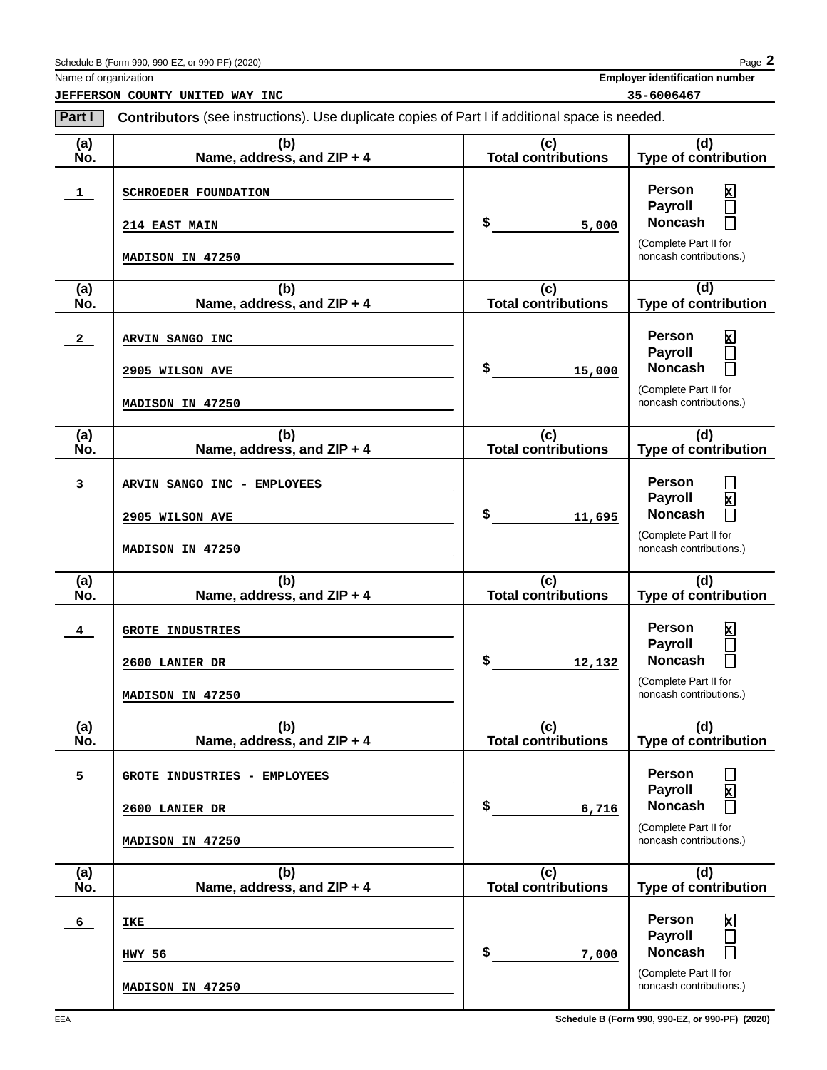Name of organization: **JEFFERSON COUNTY UNITED WAY INC**

Employer identification number: **35-6006467**

**Part I** **Contributors** (see instructions). Use duplicate copies of Part I if additional space is needed.

| (a) No. | (b) Name, address, and ZIP + 4 | (c) Total contributions | (d) Type of contribution |
|---|---|---|---|
| 1 | SCHROEDER FOUNDATION<br>214 EAST MAIN<br>MADISON IN 47250 | $ 5,000 | Person [X]<br>Payroll [ ]<br>Noncash [ ]<br>(Complete Part II for noncash contributions.) |
| 2 | ARVIN SANGO INC<br>2905 WILSON AVE<br>MADISON IN 47250 | $ 15,000 | Person [X]<br>Payroll [ ]<br>Noncash [ ]<br>(Complete Part II for noncash contributions.) |
| 3 | ARVIN SANGO INC - EMPLOYEES<br>2905 WILSON AVE<br>MADISON IN 47250 | $ 11,695 | Person [ ]<br>Payroll [X]<br>Noncash [ ]<br>(Complete Part II for noncash contributions.) |
| 4 | GROTE INDUSTRIES<br>2600 LANIER DR<br>MADISON IN 47250 | $ 12,132 | Person [X]<br>Payroll [ ]<br>Noncash [ ]<br>(Complete Part II for noncash contributions.) |
| 5 | GROTE INDUSTRIES - EMPLOYEES<br>2600 LANIER DR<br>MADISON IN 47250 | $ 6,716 | Person [ ]<br>Payroll [X]<br>Noncash [ ]<br>(Complete Part II for noncash contributions.) |
| 6 | IKE<br>HWY 56<br>MADISON IN 47250 | $ 7,000 | Person [X]<br>Payroll [ ]<br>Noncash [ ]<br>(Complete Part II for noncash contributions.) |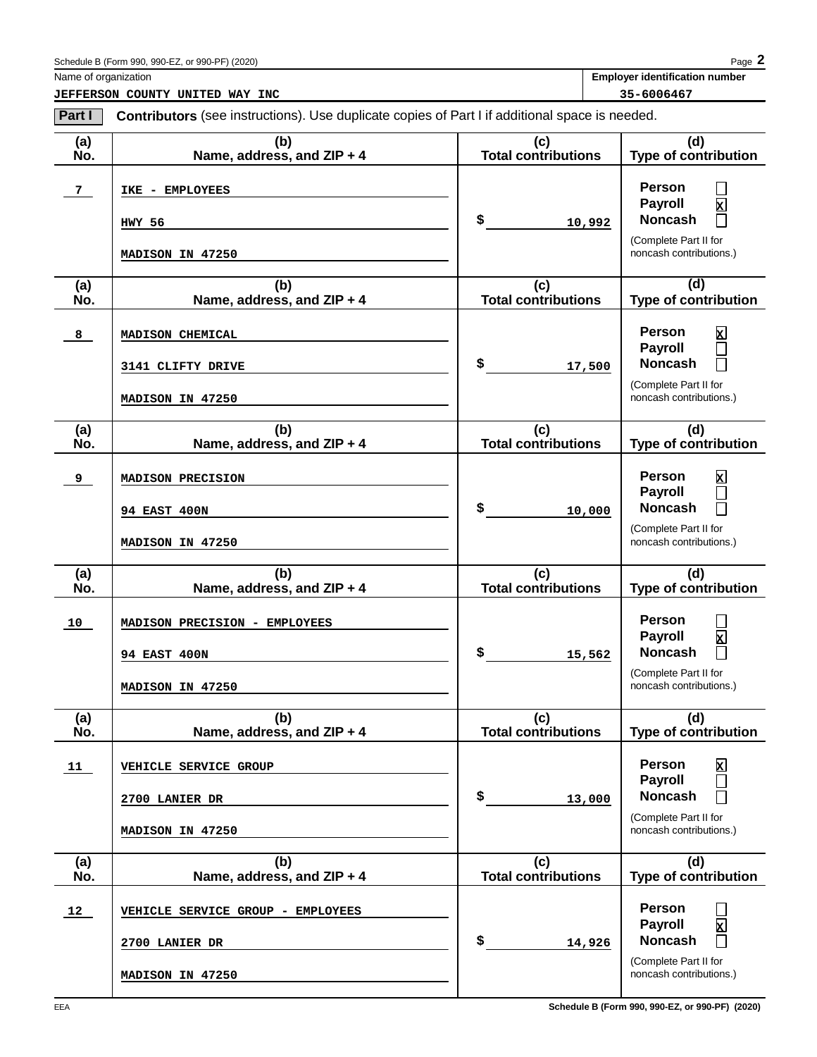Schedule B (Form 990, 990-EZ, or 990-PF) (2020)

Name of organization: **JEFFERSON COUNTY UNITED WAY INC**

Employer identification number: **35-6006467**

**Part I** **Contributors** (see instructions). Use duplicate copies of Part I if additional space is needed.

| (a) No. | (b) Name, address, and ZIP + 4 | (c) Total contributions | (d) Type of contribution |
|---|---|---|---|
| 7 | IKE - EMPLOYEES<br>HWY 56<br>MADISON IN 47250 | $ 10,992 | Person ☐<br>Payroll ☒<br>Noncash ☐<br>(Complete Part II for noncash contributions.) |
| 8 | MADISON CHEMICAL<br>3141 CLIFTY DRIVE<br>MADISON IN 47250 | $ 17,500 | Person ☒<br>Payroll ☐<br>Noncash ☐<br>(Complete Part II for noncash contributions.) |
| 9 | MADISON PRECISION<br>94 EAST 400N<br>MADISON IN 47250 | $ 10,000 | Person ☒<br>Payroll ☐<br>Noncash ☐<br>(Complete Part II for noncash contributions.) |
| 10 | MADISON PRECISION - EMPLOYEES<br>94 EAST 400N<br>MADISON IN 47250 | $ 15,562 | Person ☐<br>Payroll ☒<br>Noncash ☐<br>(Complete Part II for noncash contributions.) |
| 11 | VEHICLE SERVICE GROUP<br>2700 LANIER DR<br>MADISON IN 47250 | $ 13,000 | Person ☒<br>Payroll ☐<br>Noncash ☐<br>(Complete Part II for noncash contributions.) |
| 12 | VEHICLE SERVICE GROUP - EMPLOYEES<br>2700 LANIER DR<br>MADISON IN 47250 | $ 14,926 | Person ☐<br>Payroll ☒<br>Noncash ☐<br>(Complete Part II for noncash contributions.) |

EEA

Schedule B (Form 990, 990-EZ, or 990-PF) (2020)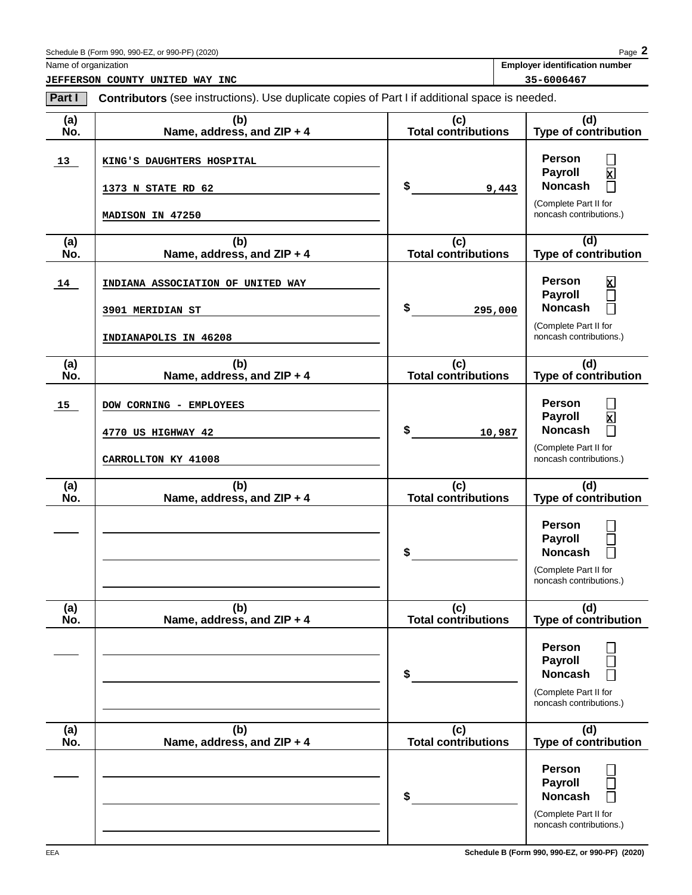Name of organization: **JEFFERSON COUNTY UNITED WAY INC**

Employer identification number: **35-6006467**

**Part I** **Contributors** (see instructions). Use duplicate copies of Part I if additional space is needed.

| (a) No. | (b) Name, address, and ZIP + 4 | (c) Total contributions | (d) Type of contribution |
|---|---|---|---|
| 13 | KING'S DAUGHTERS HOSPITAL<br>1373 N STATE RD 62<br>MADISON IN 47250 | $ 9,443 | Person ☐<br>Payroll ☒<br>Noncash ☐<br>(Complete Part II for noncash contributions.) |
| 14 | INDIANA ASSOCIATION OF UNITED WAY<br>3901 MERIDIAN ST<br>INDIANAPOLIS IN 46208 | $ 295,000 | Person ☒<br>Payroll ☐<br>Noncash ☐<br>(Complete Part II for noncash contributions.) |
| 15 | DOW CORNING - EMPLOYEES<br>4770 US HIGHWAY 42<br>CARROLLTON KY 41008 | $ 10,987 | Person ☐<br>Payroll ☒<br>Noncash ☐<br>(Complete Part II for noncash contributions.) |
| | | $ | Person ☐<br>Payroll ☐<br>Noncash ☐<br>(Complete Part II for noncash contributions.) |
| | | $ | Person ☐<br>Payroll ☐<br>Noncash ☐<br>(Complete Part II for noncash contributions.) |
| | | $ | Person ☐<br>Payroll ☐<br>Noncash ☐<br>(Complete Part II for noncash contributions.) |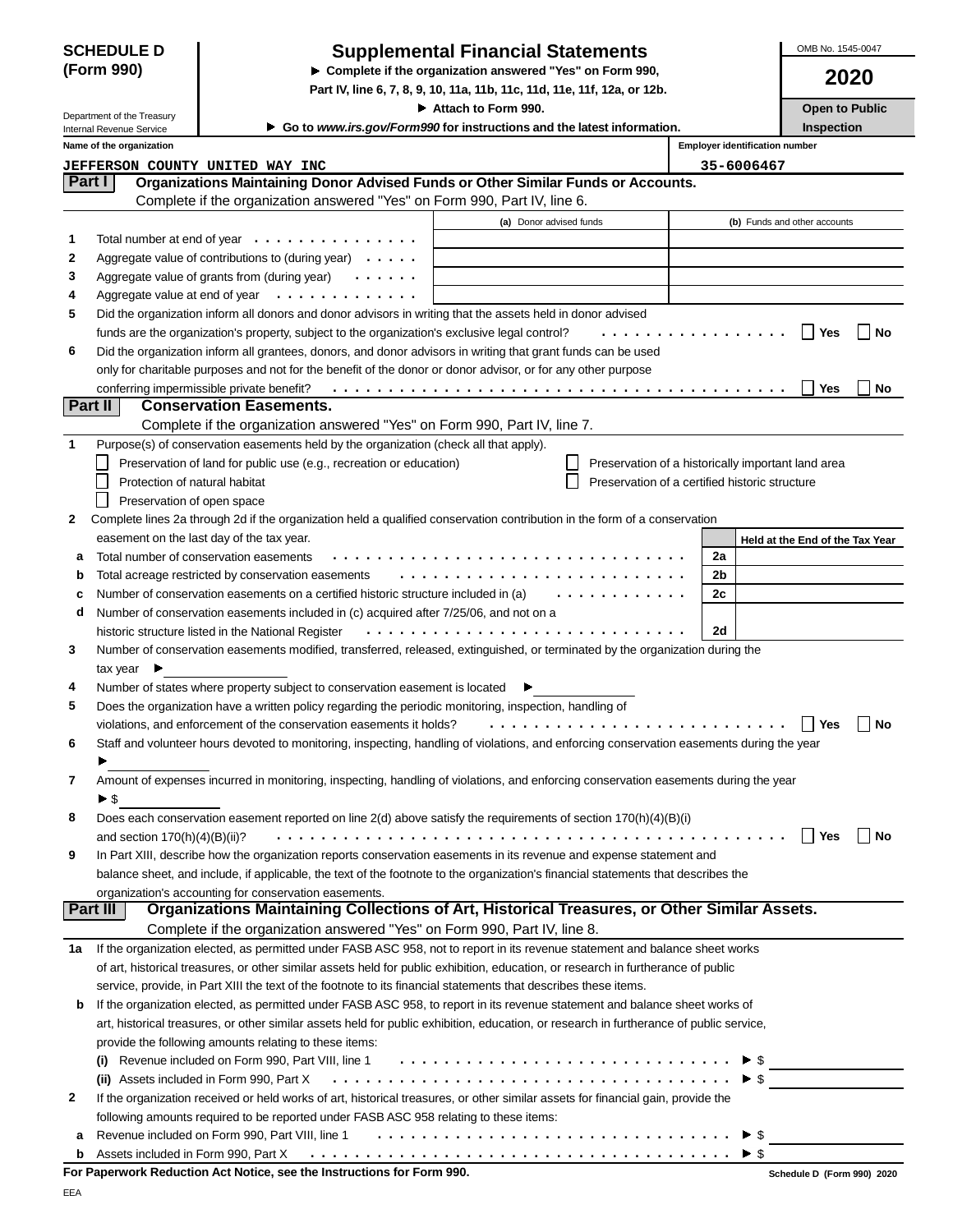**SCHEDULE D (Form 990)**

Department of the Treasury
Internal Revenue Service

# Supplemental Financial Statements

► Complete if the organization answered "Yes" on Form 990, Part IV, line 6, 7, 8, 9, 10, 11a, 11b, 11c, 11d, 11e, 11f, 12a, or 12b.

► Attach to Form 990.

► Go to *www.irs.gov/Form990* for instructions and the latest information.

OMB No. 1545-0047

**2020**

**Open to Public Inspection**

Name of the organization: JEFFERSON COUNTY UNITED WAY INC

Employer identification number: 35-6006467

## Part I Organizations Maintaining Donor Advised Funds or Other Similar Funds or Accounts.

Complete if the organization answered "Yes" on Form 990, Part IV, line 6.

| | | (a) Donor advised funds | (b) Funds and other accounts |
|---|---|---|---|
| 1 | Total number at end of year | | |
| 2 | Aggregate value of contributions to (during year) | | |
| 3 | Aggregate value of grants from (during year) | | |
| 4 | Aggregate value at end of year | | |

5 Did the organization inform all donors and donor advisors in writing that the assets held in donor advised funds are the organization's property, subject to the organization's exclusive legal control? ☐ Yes ☐ No

6 Did the organization inform all grantees, donors, and donor advisors in writing that grant funds can be used only for charitable purposes and not for the benefit of the donor or donor advisor, or for any other purpose conferring impermissible private benefit? ☐ Yes ☐ No

## Part II Conservation Easements.

Complete if the organization answered "Yes" on Form 990, Part IV, line 7.

1 Purpose(s) of conservation easements held by the organization (check all that apply).

☐ Preservation of land for public use (e.g., recreation or education)
☐ Protection of natural habitat
☐ Preservation of open space
☐ Preservation of a historically important land area
☐ Preservation of a certified historic structure

2 Complete lines 2a through 2d if the organization held a qualified conservation contribution in the form of a conservation easement on the last day of the tax year.

| | | | Held at the End of the Tax Year |
|---|---|---|---|
| a | Total number of conservation easements | 2a | |
| b | Total acreage restricted by conservation easements | 2b | |
| c | Number of conservation easements on a certified historic structure included in (a) | 2c | |
| d | Number of conservation easements included in (c) acquired after 7/25/06, and not on a historic structure listed in the National Register | 2d | |

3 Number of conservation easements modified, transferred, released, extinguished, or terminated by the organization during the tax year ►

4 Number of states where property subject to conservation easement is located ►

5 Does the organization have a written policy regarding the periodic monitoring, inspection, handling of violations, and enforcement of the conservation easements it holds? ☐ Yes ☐ No

6 Staff and volunteer hours devoted to monitoring, inspecting, handling of violations, and enforcing conservation easements during the year ►

7 Amount of expenses incurred in monitoring, inspecting, handling of violations, and enforcing conservation easements during the year ► $

8 Does each conservation easement reported on line 2(d) above satisfy the requirements of section 170(h)(4)(B)(i) and section 170(h)(4)(B)(ii)? ☐ Yes ☐ No

9 In Part XIII, describe how the organization reports conservation easements in its revenue and expense statement and balance sheet, and include, if applicable, the text of the footnote to the organization's financial statements that describes the organization's accounting for conservation easements.

## Part III Organizations Maintaining Collections of Art, Historical Treasures, or Other Similar Assets.

Complete if the organization answered "Yes" on Form 990, Part IV, line 8.

1a If the organization elected, as permitted under FASB ASC 958, not to report in its revenue statement and balance sheet works of art, historical treasures, or other similar assets held for public exhibition, education, or research in furtherance of public service, provide, in Part XIII the text of the footnote to its financial statements that describes these items.

b If the organization elected, as permitted under FASB ASC 958, to report in its revenue statement and balance sheet works of art, historical treasures, or other similar assets held for public exhibition, education, or research in furtherance of public service, provide the following amounts relating to these items:

(i) Revenue included on Form 990, Part VIII, line 1 ► $

(ii) Assets included in Form 990, Part X ► $

2 If the organization received or held works of art, historical treasures, or other similar assets for financial gain, provide the following amounts required to be reported under FASB ASC 958 relating to these items:

a Revenue included on Form 990, Part VIII, line 1 ► $

b Assets included in Form 990, Part X ► $

**For Paperwork Reduction Act Notice, see the Instructions for Form 990.**

Schedule D (Form 990) 2020

EEA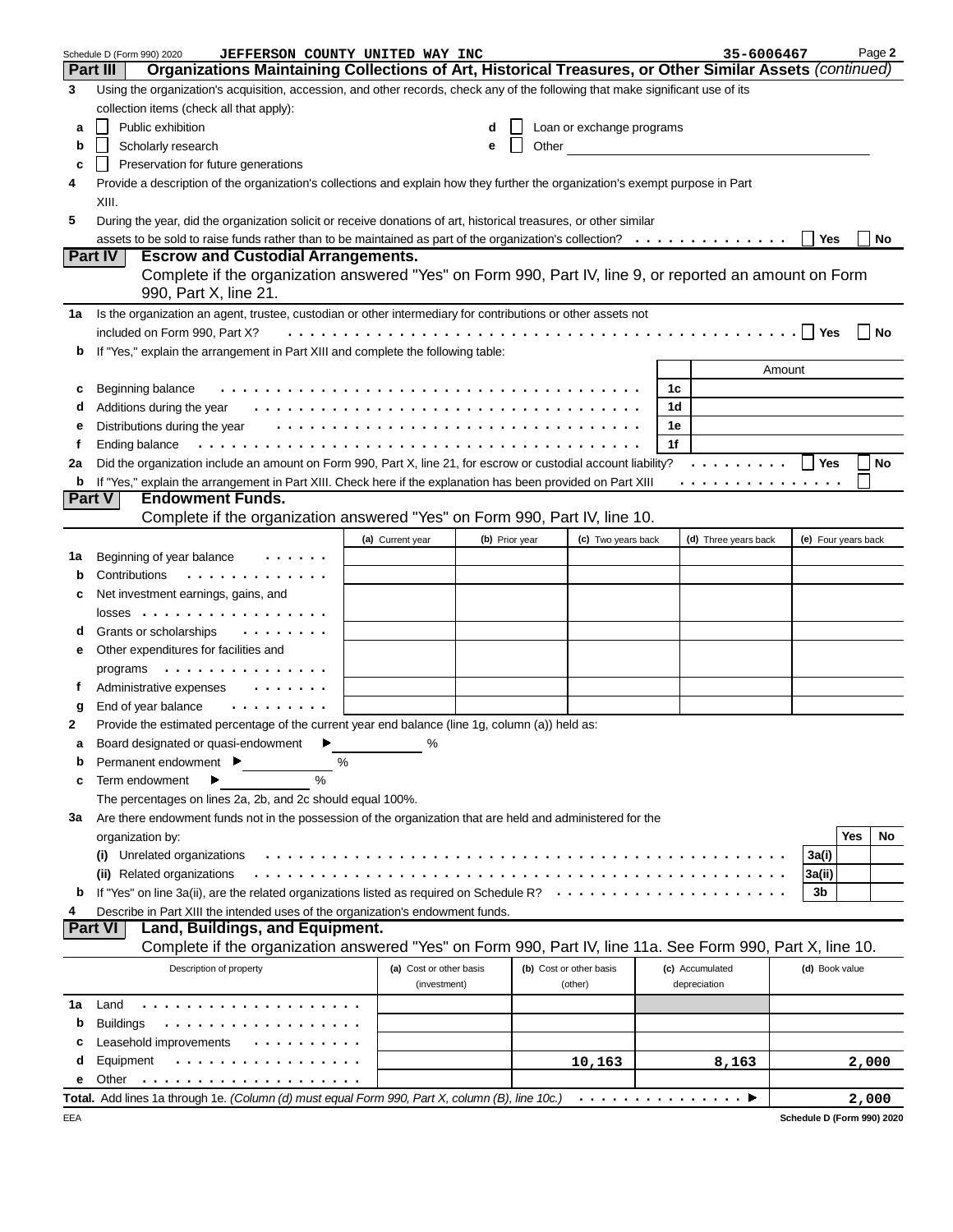Schedule D (Form 990) 2020 JEFFERSON COUNTY UNITED WAY INC 35-6006467 Page **2**

## Part III Organizations Maintaining Collections of Art, Historical Treasures, or Other Similar Assets *(continued)*

**3** Using the organization's acquisition, accession, and other records, check any of the following that make significant use of its collection items (check all that apply):

- **a** ☐ Public exhibition
- **b** ☐ Scholarly research
- **c** ☐ Preservation for future generations
- **d** ☐ Loan or exchange programs
- **e** ☐ Other

**4** Provide a description of the organization's collections and explain how they further the organization's exempt purpose in Part XIII.

**5** During the year, did the organization solicit or receive donations of art, historical treasures, or other similar assets to be sold to raise funds rather than to be maintained as part of the organization's collection? ☐ Yes ☐ No

## Part IV Escrow and Custodial Arrangements.

Complete if the organization answered "Yes" on Form 990, Part IV, line 9, or reported an amount on Form 990, Part X, line 21.

**1a** Is the organization an agent, trustee, custodian or other intermediary for contributions or other assets not included on Form 990, Part X? ☐ Yes ☐ No

**b** If "Yes," explain the arrangement in Part XIII and complete the following table:

| | | | Amount |
|---|---|---|---|
| **c** | Beginning balance | 1c | |
| **d** | Additions during the year | 1d | |
| **e** | Distributions during the year | 1e | |
| **f** | Ending balance | 1f | |

**2a** Did the organization include an amount on Form 990, Part X, line 21, for escrow or custodial liability? ☐ Yes ☐ No

**b** If "Yes," explain the arrangement in Part XIII. Check here if the explanation has been provided on Part XIII ☐

## Part V Endowment Funds.

Complete if the organization answered "Yes" on Form 990, Part IV, line 10.

| | | (a) Current year | (b) Prior year | (c) Two years back | (d) Three years back | (e) Four years back |
|---|---|---|---|---|---|---|
| **1a** | Beginning of year balance | | | | | |
| **b** | Contributions | | | | | |
| **c** | Net investment earnings, gains, and losses | | | | | |
| **d** | Grants or scholarships | | | | | |
| **e** | Other expenditures for facilities and programs | | | | | |
| **f** | Administrative expenses | | | | | |
| **g** | End of year balance | | | | | |

**2** Provide the estimated percentage of the current year end balance (line 1g, column (a)) held as:

- **a** Board designated or quasi-endowment ▶ ______ %
- **b** Permanent endowment ▶ ______ %
- **c** Term endowment ▶ ______ %

The percentages on lines 2a, 2b, and 2c should equal 100%.

**3a** Are there endowment funds not in the possession of the organization that are held and administered for the organization by:

| | | | Yes | No |
|---|---|---|---|---|
| **(i)** | Unrelated organizations | 3a(i) | | |
| **(ii)** | Related organizations | 3a(ii) | | |
| **b** | If "Yes" on line 3a(ii), are the related organizations listed as required on Schedule R? | 3b | | |

**4** Describe in Part XIII the intended uses of the organization's endowment funds.

## Part VI Land, Buildings, and Equipment.

Complete if the organization answered "Yes" on Form 990, Part IV, line 11a. See Form 990, Part X, line 10.

| | Description of property | (a) Cost or other basis (investment) | (b) Cost or other basis (other) | (c) Accumulated depreciation | (d) Book value |
|---|---|---|---|---|---|
| **1a** | Land | | | | |
| **b** | Buildings | | | | |
| **c** | Leasehold improvements | | | | |
| **d** | Equipment | | 10,163 | 8,163 | 2,000 |
| **e** | Other | | | | |

**Total.** Add lines 1a through 1e. *(Column (d) must equal Form 990, Part X, column (B), line 10c.)* ▶ **2,000**

EEA **Schedule D (Form 990) 2020**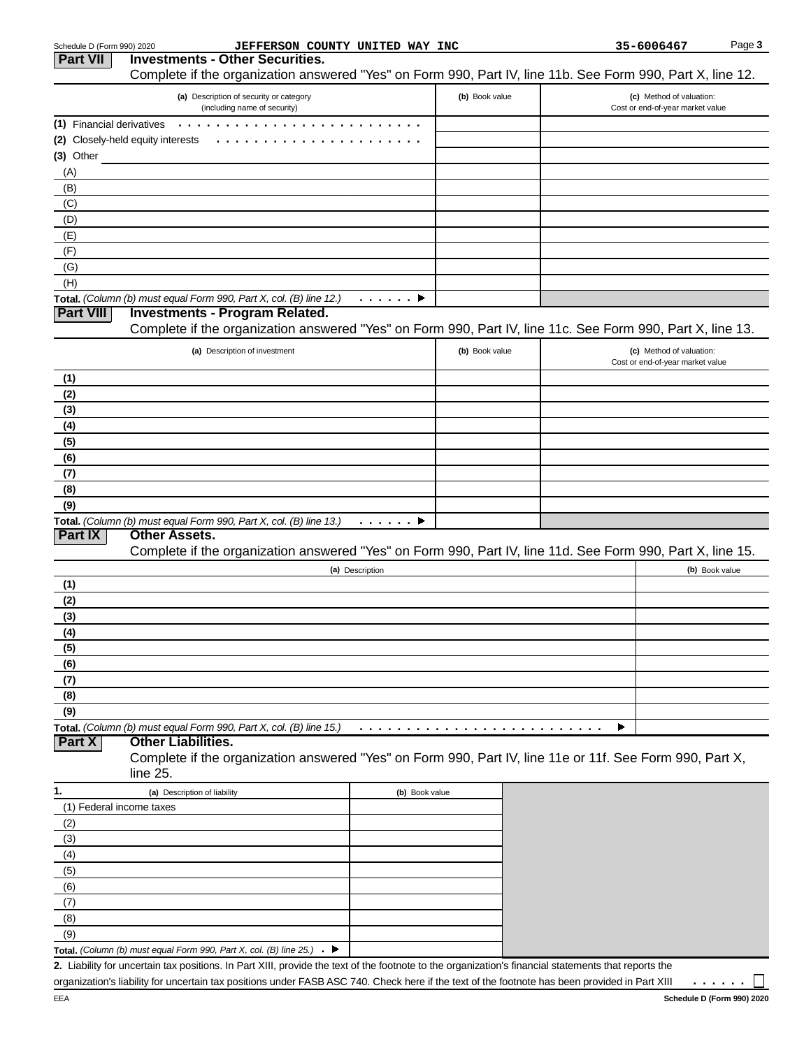## Part VII Investments - Other Securities.

Complete if the organization answered "Yes" on Form 990, Part IV, line 11b. See Form 990, Part X, line 12.

| (a) Description of security or category (including name of security) | (b) Book value | (c) Method of valuation: Cost or end-of-year market value |
|---|---|---|
| (1) Financial derivatives | | |
| (2) Closely-held equity interests | | |
| (3) Other | | |
| (A) | | |
| (B) | | |
| (C) | | |
| (D) | | |
| (E) | | |
| (F) | | |
| (G) | | |
| (H) | | |
| **Total.** *(Column (b) must equal Form 990, Part X, col. (B) line 12.)* ▶ | | |

## Part VIII Investments - Program Related.

Complete if the organization answered "Yes" on Form 990, Part IV, line 11c. See Form 990, Part X, line 13.

| (a) Description of investment | (b) Book value | (c) Method of valuation: Cost or end-of-year market value |
|---|---|---|
| (1) | | |
| (2) | | |
| (3) | | |
| (4) | | |
| (5) | | |
| (6) | | |
| (7) | | |
| (8) | | |
| (9) | | |
| **Total.** *(Column (b) must equal Form 990, Part X, col. (B) line 13.)* ▶ | | |

## Part IX Other Assets.

Complete if the organization answered "Yes" on Form 990, Part IV, line 11d. See Form 990, Part X, line 15.

| (a) Description | (b) Book value |
|---|---|
| (1) | |
| (2) | |
| (3) | |
| (4) | |
| (5) | |
| (6) | |
| (7) | |
| (8) | |
| (9) | |
| **Total.** *(Column (b) must equal Form 990, Part X, col. (B) line 15.)* ▶ | |

## Part X Other Liabilities.

Complete if the organization answered "Yes" on Form 990, Part IV, line 11e or 11f. See Form 990, Part X, line 25.

| 1. (a) Description of liability | (b) Book value |
|---|---|
| (1) Federal income taxes | |
| (2) | |
| (3) | |
| (4) | |
| (5) | |
| (6) | |
| (7) | |
| (8) | |
| (9) | |
| **Total.** *(Column (b) must equal Form 990, Part X, col. (B) line 25.)* ▶ | |

**2.** Liability for uncertain tax positions. In Part XIII, provide the text of the footnote to the organization's financial statements that reports the organization's liability for uncertain tax positions under FASB ASC 740. Check here if the text of the footnote has been provided in Part XIII ☐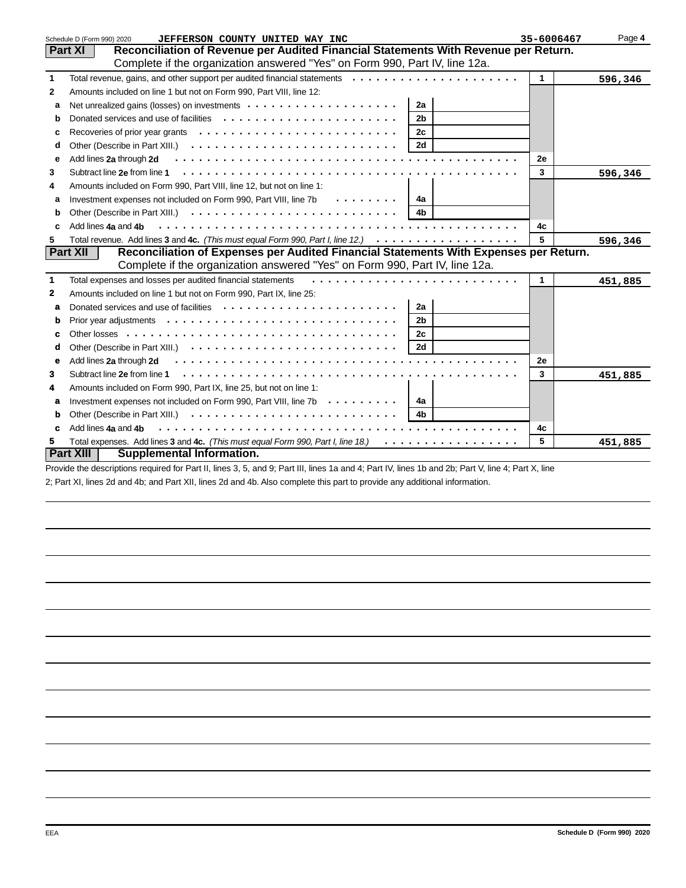Schedule D (Form 990) 2020 JEFFERSON COUNTY UNITED WAY INC 35-6006467 Page **4**

## Part XI Reconciliation of Revenue per Audited Financial Statements With Revenue per Return.

Complete if the organization answered "Yes" on Form 990, Part IV, line 12a.

| | | | | | |
|---|---|---|---|---|---|
| 1 | Total revenue, gains, and other support per audited financial statements | | | 1 | 596,346 |
| 2 | Amounts included on line 1 but not on Form 990, Part VIII, line 12: | | | | |
| a | Net unrealized gains (losses) on investments | 2a | | | |
| b | Donated services and use of facilities | 2b | | | |
| c | Recoveries of prior year grants | 2c | | | |
| d | Other (Describe in Part XIII.) | 2d | | | |
| e | Add lines **2a** through **2d** | | | 2e | |
| 3 | Subtract line **2e** from line **1** | | | 3 | 596,346 |
| 4 | Amounts included on Form 990, Part VIII, line 12, but not on line 1: | | | | |
| a | Investment expenses not included on Form 990, Part VIII, line 7b | 4a | | | |
| b | Other (Describe in Part XIII.) | 4b | | | |
| c | Add lines **4a** and **4b** | | | 4c | |
| 5 | Total revenue. Add lines **3** and **4c.** *(This must equal Form 990, Part I, line 12.)* | | | 5 | 596,346 |

## Part XII Reconciliation of Expenses per Audited Financial Statements With Expenses per Return.

Complete if the organization answered "Yes" on Form 990, Part IV, line 12a.

| | | | | | |
|---|---|---|---|---|---|
| 1 | Total expenses and losses per audited financial statements | | | 1 | 451,885 |
| 2 | Amounts included on line 1 but not on Form 990, Part IX, line 25: | | | | |
| a | Donated services and use of facilities | 2a | | | |
| b | Prior year adjustments | 2b | | | |
| c | Other losses | 2c | | | |
| d | Other (Describe in Part XIII.) | 2d | | | |
| e | Add lines **2a** through **2d** | | | 2e | |
| 3 | Subtract line **2e** from line **1** | | | 3 | 451,885 |
| 4 | Amounts included on Form 990, Part IX, line 25, but not on line 1: | | | | |
| a | Investment expenses not included on Form 990, Part VIII, line 7b | 4a | | | |
| b | Other (Describe in Part XIII.) | 4b | | | |
| c | Add lines **4a** and **4b** | | | 4c | |
| 5 | Total expenses. Add lines **3** and **4c.** *(This must equal Form 990, Part I, line 18.)* | | | 5 | 451,885 |

## Part XIII Supplemental Information.

Provide the descriptions required for Part II, lines 3, 5, and 9; Part III, lines 1a and 4; Part IV, lines 1b and 2b; Part V, line 4; Part X, line 2; Part XI, lines 2d and 4b; and Part XII, lines 2d and 4b. Also complete this part to provide any additional information.

EEA Schedule D (Form 990) 2020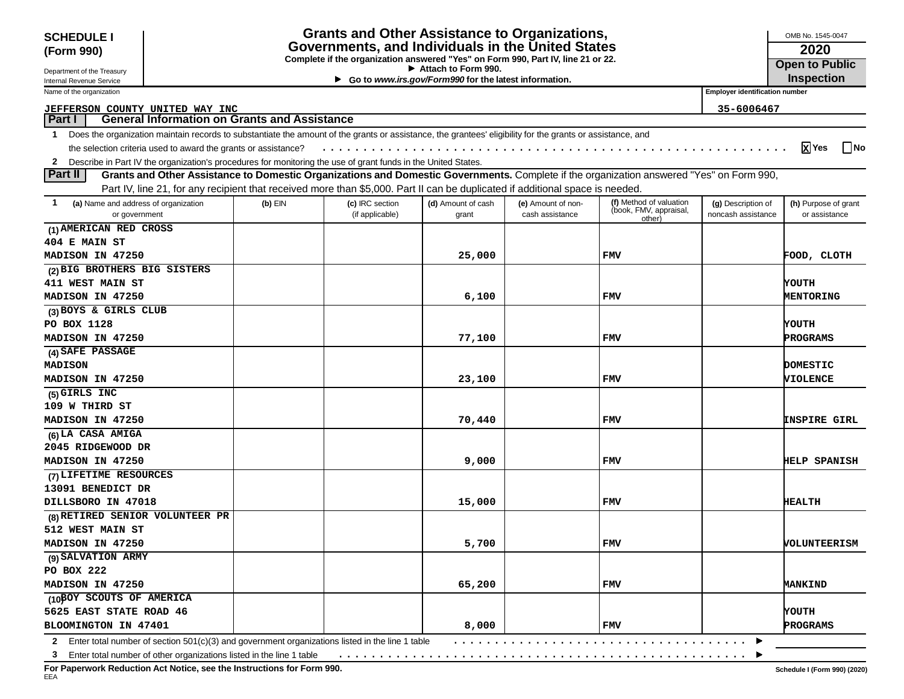**SCHEDULE I (Form 990)**

Department of the Treasury
Internal Revenue Service

# Grants and Other Assistance to Organizations, Governments, and Individuals in the United States

**Complete if the organization answered "Yes" on Form 990, Part IV, line 21 or 22.**
**▶ Attach to Form 990.**
**▶ Go to *www.irs.gov/Form990* for the latest information.**

OMB No. 1545-0047
**2020**
**Open to Public Inspection**

Name of the organization: JEFFERSON COUNTY UNITED WAY INC
Employer identification number: 35-6006467

## Part I — General Information on Grants and Assistance

1 Does the organization maintain records to substantiate the amount of the grants or assistance, the grantees' eligibility for the grants or assistance, and the selection criteria used to award the grants or assistance? . . . . . . [X] Yes [ ] No

2 Describe in Part IV the organization's procedures for monitoring the use of grant funds in the United States.

## Part II — Grants and Other Assistance to Domestic Organizations and Domestic Governments.

Complete if the organization answered "Yes" on Form 990, Part IV, line 21, for any recipient that received more than $5,000. Part II can be duplicated if additional space is needed.

| 1 (a) Name and address of organization or government | (b) EIN | (c) IRC section (if applicable) | (d) Amount of cash grant | (e) Amount of non-cash assistance | (f) Method of valuation (book, FMV, appraisal, other) | (g) Description of noncash assistance | (h) Purpose of grant or assistance |
|---|---|---|---|---|---|---|---|
| (1) AMERICAN RED CROSS<br>404 E MAIN ST<br>MADISON IN 47250 | | | 25,000 | | FMV | | FOOD, CLOTH |
| (2) BIG BROTHERS BIG SISTERS<br>411 WEST MAIN ST<br>MADISON IN 47250 | | | 6,100 | | FMV | | YOUTH MENTORING |
| (3) BOYS & GIRLS CLUB<br>PO BOX 1128<br>MADISON IN 47250 | | | 77,100 | | FMV | | YOUTH PROGRAMS |
| (4) SAFE PASSAGE<br>MADISON<br>MADISON IN 47250 | | | 23,100 | | FMV | | DOMESTIC VIOLENCE |
| (5) GIRLS INC<br>109 W THIRD ST<br>MADISON IN 47250 | | | 70,440 | | FMV | | INSPIRE GIRL |
| (6) LA CASA AMIGA<br>2045 RIDGEWOOD DR<br>MADISON IN 47250 | | | 9,000 | | FMV | | HELP SPANISH |
| (7) LIFETIME RESOURCES<br>13091 BENEDICT DR<br>DILLSBORO IN 47018 | | | 15,000 | | FMV | | HEALTH |
| (8) RETIRED SENIOR VOLUNTEER PR<br>512 WEST MAIN ST<br>MADISON IN 47250 | | | 5,700 | | FMV | | VOLUNTEERISM |
| (9) SALVATION ARMY<br>PO BOX 222<br>MADISON IN 47250 | | | 65,200 | | FMV | | MANKIND |
| (10) BOY SCOUTS OF AMERICA<br>5625 EAST STATE ROAD 46<br>BLOOMINGTON IN 47401 | | | 8,000 | | FMV | | YOUTH PROGRAMS |

2 Enter total number of section 501(c)(3) and government organizations listed in the line 1 table . . . . . . ▶

3 Enter total number of other organizations listed in the line 1 table . . . . . . ▶

**For Paperwork Reduction Act Notice, see the Instructions for Form 990.**
EEA
Schedule I (Form 990) (2020)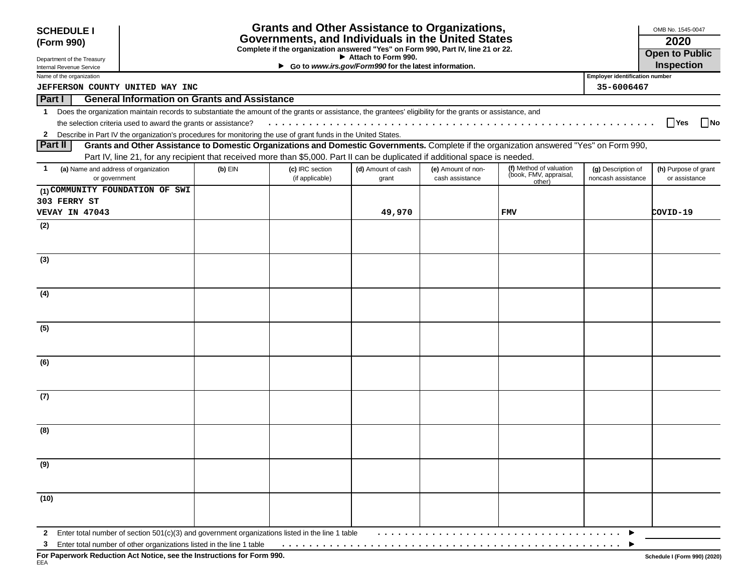**SCHEDULE I (Form 990)**

Department of the Treasury
Internal Revenue Service

# Grants and Other Assistance to Organizations, Governments, and Individuals in the United States

**Complete if the organization answered "Yes" on Form 990, Part IV, line 21 or 22.**
**▶ Attach to Form 990.**
**▶ Go to *www.irs.gov/Form990* for the latest information.**

OMB No. 1545-0047

**2020**

**Open to Public Inspection**

Name of the organization: JEFFERSON COUNTY UNITED WAY INC

Employer identification number: 35-6006467

## Part I General Information on Grants and Assistance

1 Does the organization maintain records to substantiate the amount of the grants or assistance, the grantees' eligibility for the grants or assistance, and the selection criteria used to award the grants or assistance? . . . . . . . . ☐ Yes ☐ No

2 Describe in Part IV the organization's procedures for monitoring the use of grant funds in the United States.

## Part II Grants and Other Assistance to Domestic Organizations and Domestic Governments.

Complete if the organization answered "Yes" on Form 990, Part IV, line 21, for any recipient that received more than $5,000. Part II can be duplicated if additional space is needed.

| 1 (a) Name and address of organization or government | (b) EIN | (c) IRC section (if applicable) | (d) Amount of cash grant | (e) Amount of non-cash assistance | (f) Method of valuation (book, FMV, appraisal, other) | (g) Description of noncash assistance | (h) Purpose of grant or assistance |
|---|---|---|---|---|---|---|---|
| (1) COMMUNITY FOUNDATION OF SWI 303 FERRY ST VEVAY IN 47043 | | | 49,970 | | FMV | | COVID-19 |
| (2) | | | | | | | |
| (3) | | | | | | | |
| (4) | | | | | | | |
| (5) | | | | | | | |
| (6) | | | | | | | |
| (7) | | | | | | | |
| (8) | | | | | | | |
| (9) | | | | | | | |
| (10) | | | | | | | |

2 Enter total number of section 501(c)(3) and government organizations listed in the line 1 table . . . . . . . . ▶

3 Enter total number of other organizations listed in the line 1 table . . . . . . . . ▶

**For Paperwork Reduction Act Notice, see the Instructions for Form 990.**

EEA

Schedule I (Form 990) (2020)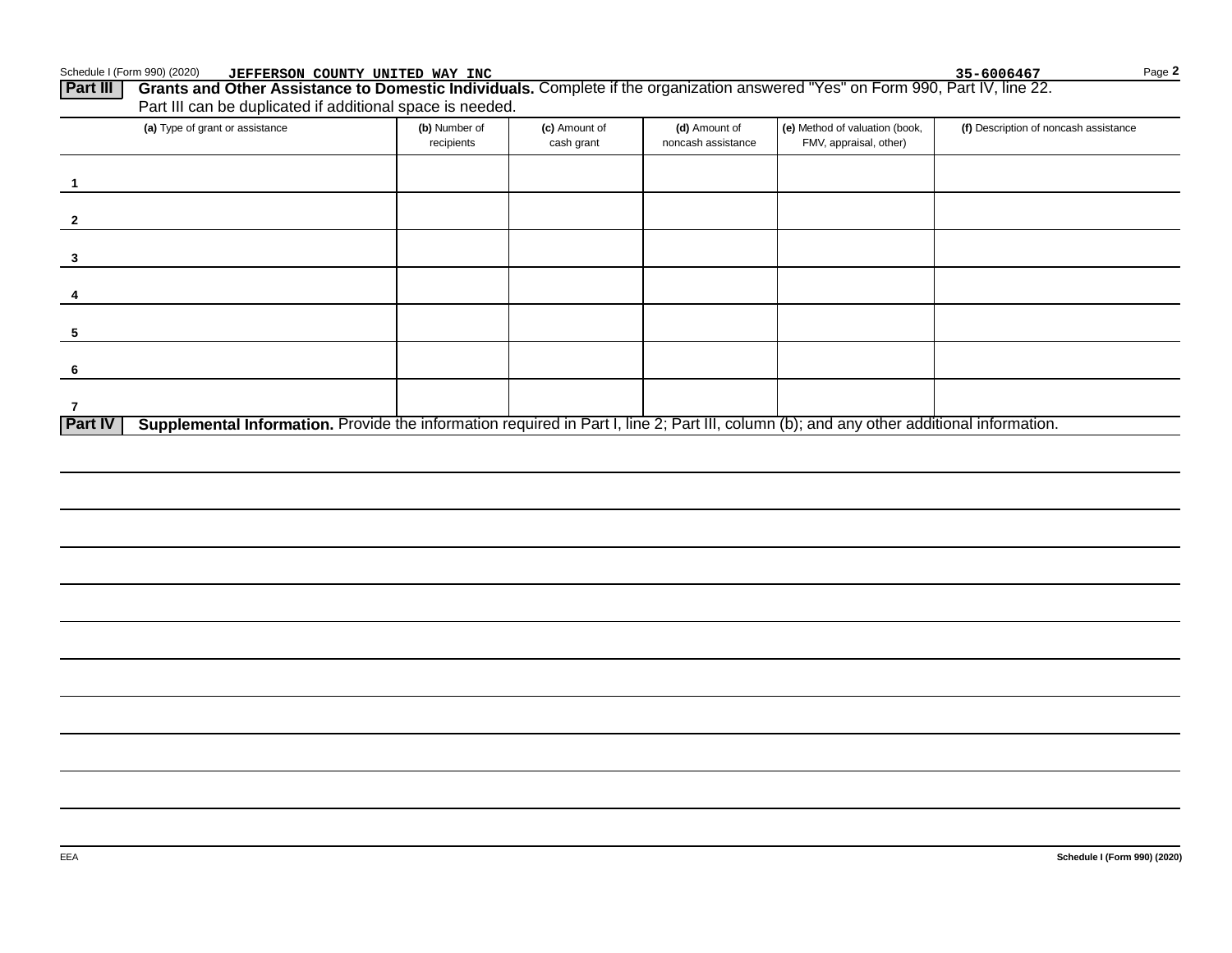Schedule I (Form 990) (2020) JEFFERSON COUNTY UNITED WAY INC 35-6006467 Page **2**

**Part III** **Grants and Other Assistance to Domestic Individuals.** Complete if the organization answered "Yes" on Form 990, Part IV, line 22. Part III can be duplicated if additional space is needed.

| (a) Type of grant or assistance | (b) Number of recipients | (c) Amount of cash grant | (d) Amount of noncash assistance | (e) Method of valuation (book, FMV, appraisal, other) | (f) Description of noncash assistance |
|---|---|---|---|---|---|
| 1 | | | | | |
| 2 | | | | | |
| 3 | | | | | |
| 4 | | | | | |
| 5 | | | | | |
| 6 | | | | | |
| 7 | | | | | |

**Part IV** **Supplemental Information.** Provide the information required in Part I, line 2; Part III, column (b); and any other additional information.

EEA **Schedule I (Form 990) (2020)**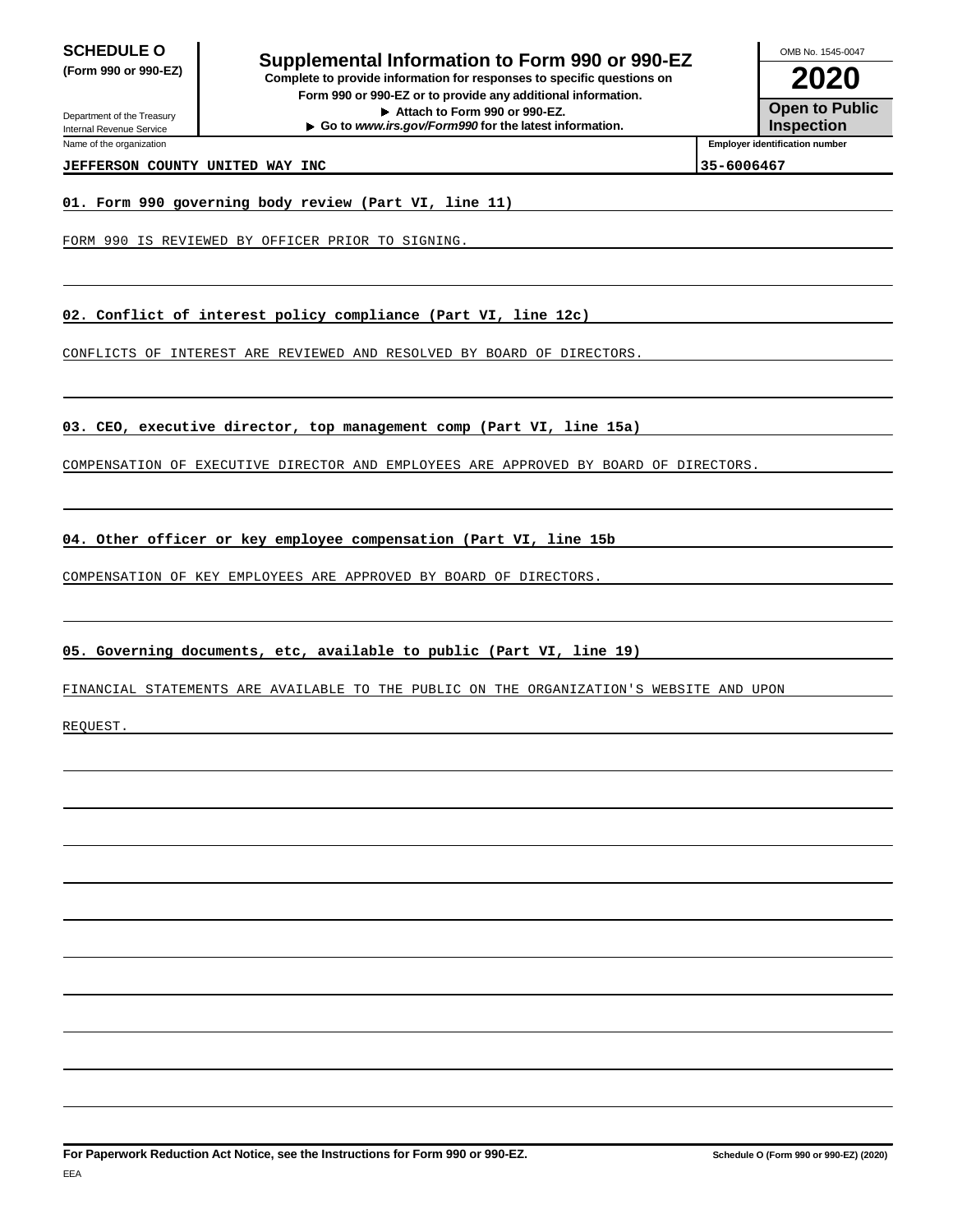**SCHEDULE O**
**(Form 990 or 990-EZ)**

Department of the Treasury
Internal Revenue Service

# Supplemental Information to Form 990 or 990-EZ

**Complete to provide information for responses to specific questions on Form 990 or 990-EZ or to provide any additional information.**
**▶ Attach to Form 990 or 990-EZ.**
**▶ Go to *www.irs.gov/Form990* for the latest information.**

OMB No. 1545-0047
**2020**
**Open to Public Inspection**

| Name of the organization | Employer identification number |
|---|---|
| JEFFERSON COUNTY UNITED WAY INC | 35-6006467 |

**01. Form 990 governing body review (Part VI, line 11)**

FORM 990 IS REVIEWED BY OFFICER PRIOR TO SIGNING.

**02. Conflict of interest policy compliance (Part VI, line 12c)**

CONFLICTS OF INTEREST ARE REVIEWED AND RESOLVED BY BOARD OF DIRECTORS.

**03. CEO, executive director, top management comp (Part VI, line 15a)**

COMPENSATION OF EXECUTIVE DIRECTOR AND EMPLOYEES ARE APPROVED BY BOARD OF DIRECTORS.

**04. Other officer or key employee compensation (Part VI, line 15b**

COMPENSATION OF KEY EMPLOYEES ARE APPROVED BY BOARD OF DIRECTORS.

**05. Governing documents, etc, available to public (Part VI, line 19)**

FINANCIAL STATEMENTS ARE AVAILABLE TO THE PUBLIC ON THE ORGANIZATION'S WEBSITE AND UPON REQUEST.

**For Paperwork Reduction Act Notice, see the Instructions for Form 990 or 990-EZ.** Schedule O (Form 990 or 990-EZ) (2020)

EEA